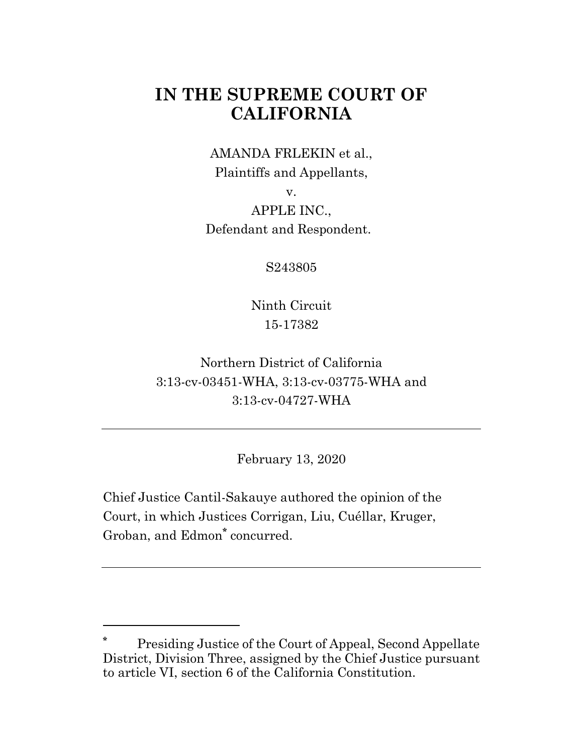# IN THE SUPREME COURT OF CALIFORNIA

AMANDA FRLEKIN et al.,
Plaintiffs and Appellants,

v.

APPLE INC.,
Defendant and Respondent.

S243805

Ninth Circuit
15-17382

Northern District of California
3:13-cv-03451-WHA, 3:13-cv-03775-WHA and
3:13-cv-04727-WHA

---

February 13, 2020

Chief Justice Cantil-Sakauye authored the opinion of the Court, in which Justices Corrigan, Liu, Cuéllar, Kruger, Groban, and Edmon* concurred.

---

\* Presiding Justice of the Court of Appeal, Second Appellate District, Division Three, assigned by the Chief Justice pursuant to article VI, section 6 of the California Constitution.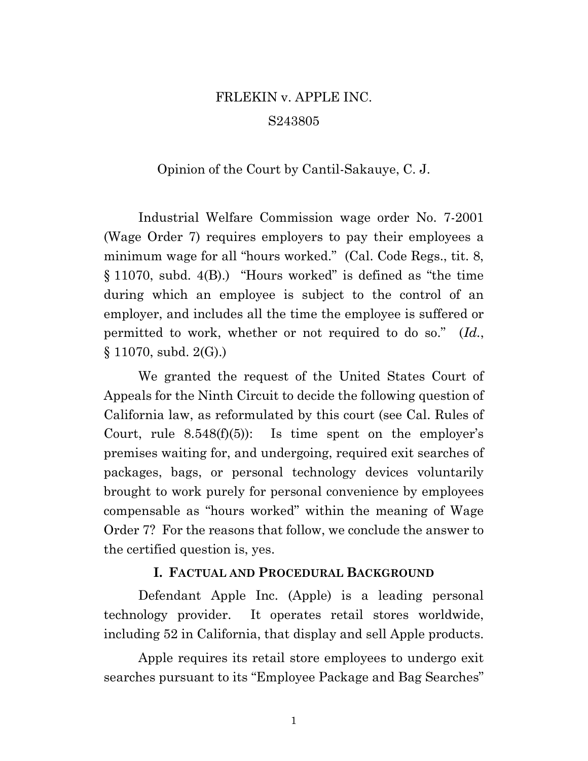FRLEKIN v. APPLE INC.

S243805

Opinion of the Court by Cantil-Sakauye, C. J.

Industrial Welfare Commission wage order No. 7-2001 (Wage Order 7) requires employers to pay their employees a minimum wage for all "hours worked." (Cal. Code Regs., tit. 8, § 11070, subd. 4(B).) "Hours worked" is defined as "the time during which an employee is subject to the control of an employer, and includes all the time the employee is suffered or permitted to work, whether or not required to do so." (*Id.*, § 11070, subd. 2(G).)

We granted the request of the United States Court of Appeals for the Ninth Circuit to decide the following question of California law, as reformulated by this court (see Cal. Rules of Court, rule 8.548(f)(5)): Is time spent on the employer's premises waiting for, and undergoing, required exit searches of packages, bags, or personal technology devices voluntarily brought to work purely for personal convenience by employees compensable as "hours worked" within the meaning of Wage Order 7? For the reasons that follow, we conclude the answer to the certified question is, yes.

## I. Factual and Procedural Background

Defendant Apple Inc. (Apple) is a leading personal technology provider. It operates retail stores worldwide, including 52 in California, that display and sell Apple products.

Apple requires its retail store employees to undergo exit searches pursuant to its "Employee Package and Bag Searches"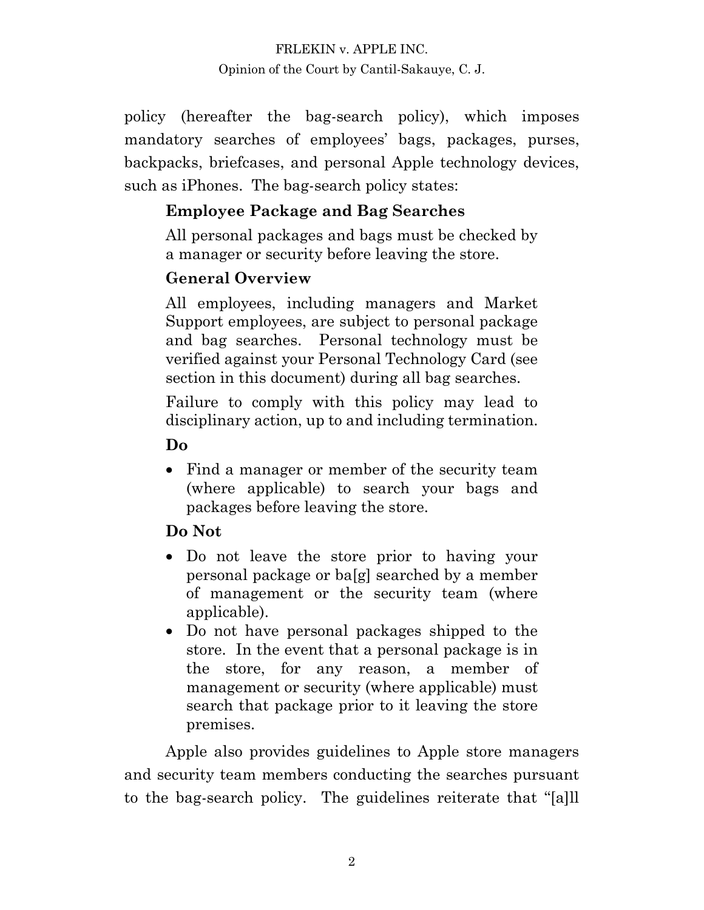policy (hereafter the bag-search policy), which imposes mandatory searches of employees' bags, packages, purses, backpacks, briefcases, and personal Apple technology devices, such as iPhones. The bag-search policy states:

> **Employee Package and Bag Searches**
>
> All personal packages and bags must be checked by a manager or security before leaving the store.
>
> **General Overview**
>
> All employees, including managers and Market Support employees, are subject to personal package and bag searches. Personal technology must be verified against your Personal Technology Card (see section in this document) during all bag searches.
>
> Failure to comply with this policy may lead to disciplinary action, up to and including termination.
>
> **Do**
>
> - Find a manager or member of the security team (where applicable) to search your bags and packages before leaving the store.
>
> **Do Not**
>
> - Do not leave the store prior to having your personal package or ba[g] searched by a member of management or the security team (where applicable).
> - Do not have personal packages shipped to the store. In the event that a personal package is in the store, for any reason, a member of management or security (where applicable) must search that package prior to it leaving the store premises.

Apple also provides guidelines to Apple store managers and security team members conducting the searches pursuant to the bag-search policy. The guidelines reiterate that "[a]ll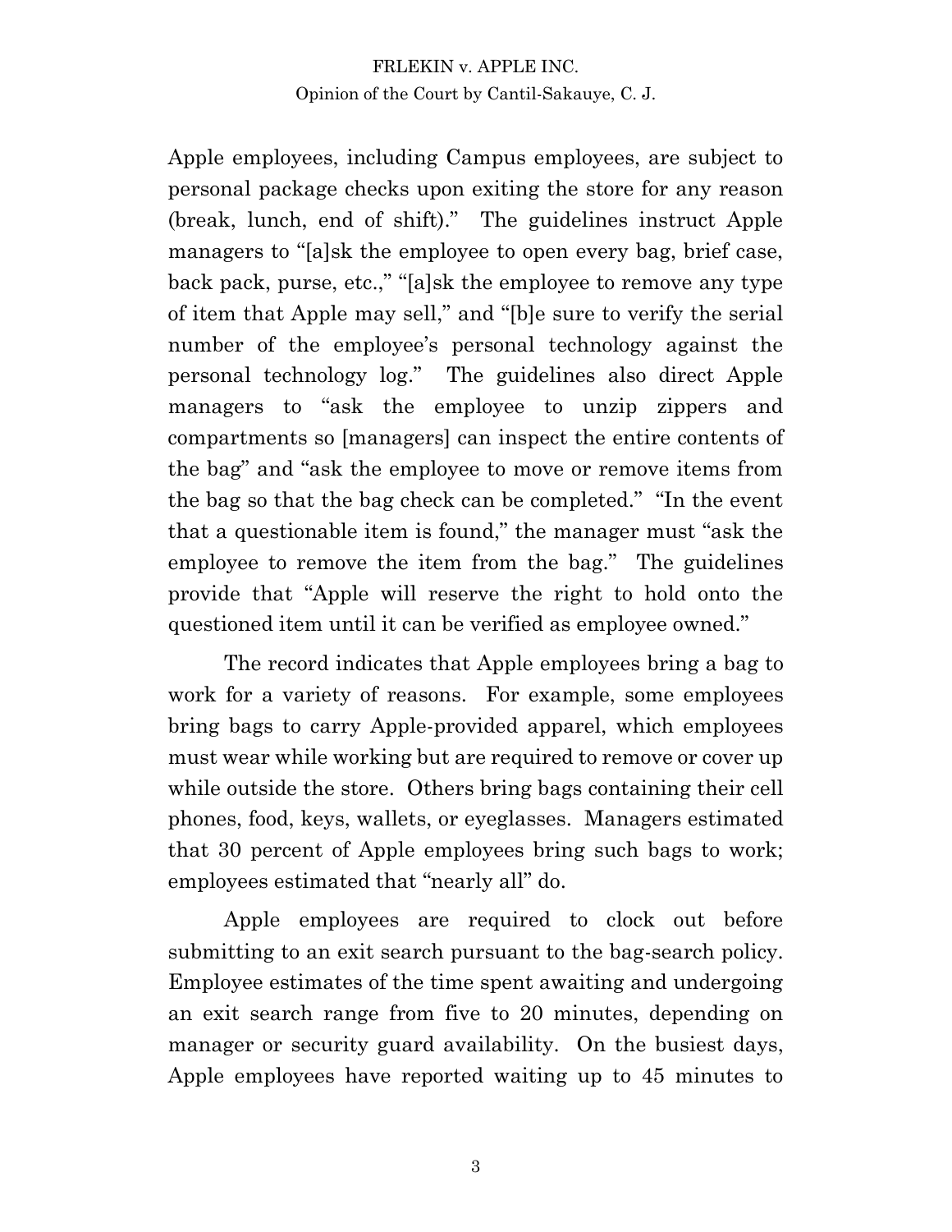Apple employees, including Campus employees, are subject to personal package checks upon exiting the store for any reason (break, lunch, end of shift)." The guidelines instruct Apple managers to "[a]sk the employee to open every bag, brief case, back pack, purse, etc.," "[a]sk the employee to remove any type of item that Apple may sell," and "[b]e sure to verify the serial number of the employee's personal technology against the personal technology log." The guidelines also direct Apple managers to "ask the employee to unzip zippers and compartments so [managers] can inspect the entire contents of the bag" and "ask the employee to move or remove items from the bag so that the bag check can be completed." "In the event that a questionable item is found," the manager must "ask the employee to remove the item from the bag." The guidelines provide that "Apple will reserve the right to hold onto the questioned item until it can be verified as employee owned."

The record indicates that Apple employees bring a bag to work for a variety of reasons. For example, some employees bring bags to carry Apple-provided apparel, which employees must wear while working but are required to remove or cover up while outside the store. Others bring bags containing their cell phones, food, keys, wallets, or eyeglasses. Managers estimated that 30 percent of Apple employees bring such bags to work; employees estimated that "nearly all" do.

Apple employees are required to clock out before submitting to an exit search pursuant to the bag-search policy. Employee estimates of the time spent awaiting and undergoing an exit search range from five to 20 minutes, depending on manager or security guard availability. On the busiest days, Apple employees have reported waiting up to 45 minutes to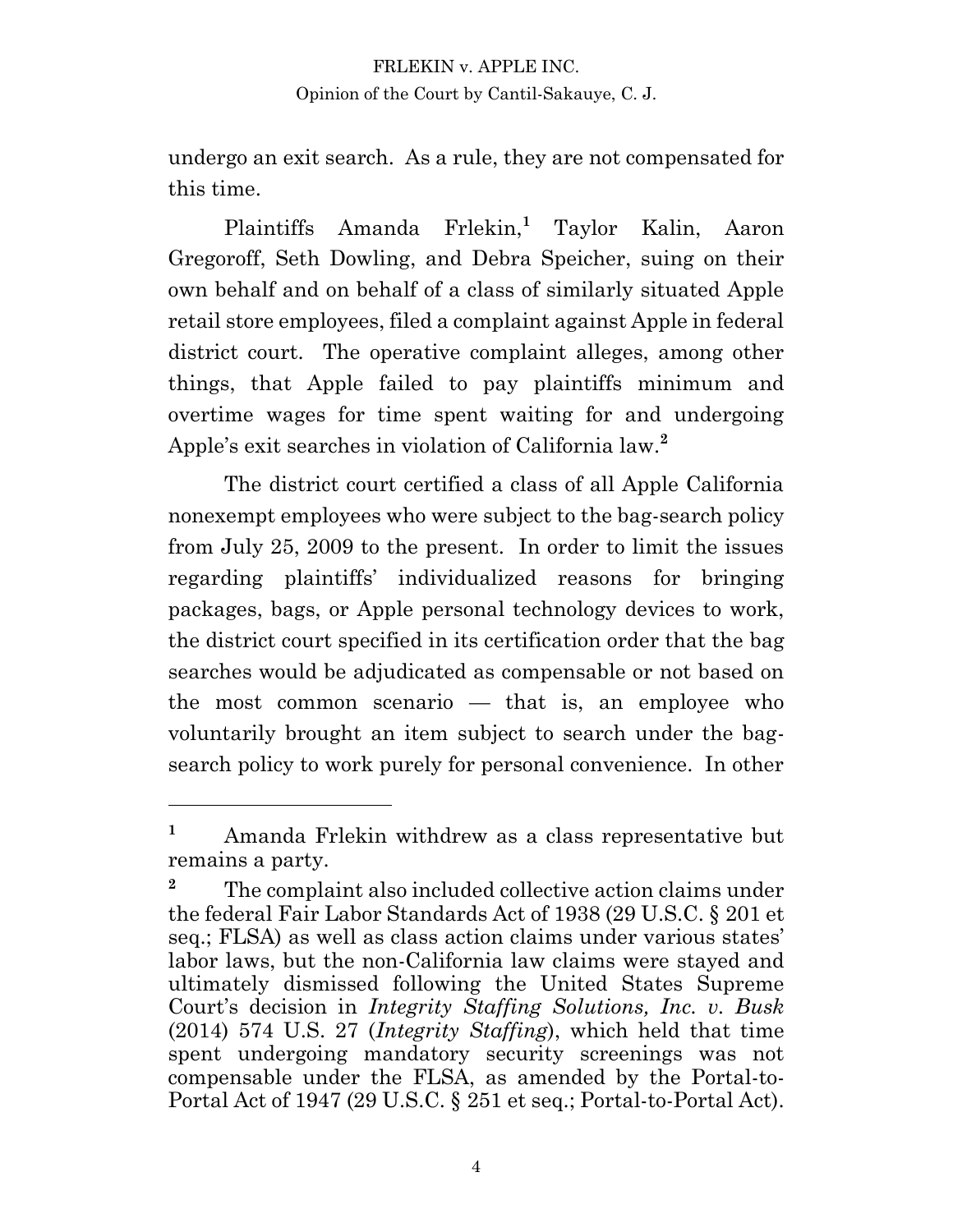undergo an exit search. As a rule, they are not compensated for this time.

Plaintiffs Amanda Frlekin,[1] Taylor Kalin, Aaron Gregoroff, Seth Dowling, and Debra Speicher, suing on their own behalf and on behalf of a class of similarly situated Apple retail store employees, filed a complaint against Apple in federal district court. The operative complaint alleges, among other things, that Apple failed to pay plaintiffs minimum and overtime wages for time spent waiting for and undergoing Apple's exit searches in violation of California law.[2]

The district court certified a class of all Apple California nonexempt employees who were subject to the bag-search policy from July 25, 2009 to the present. In order to limit the issues regarding plaintiffs' individualized reasons for bringing packages, bags, or Apple personal technology devices to work, the district court specified in its certification order that the bag searches would be adjudicated as compensable or not based on the most common scenario — that is, an employee who voluntarily brought an item subject to search under the bag-search policy to work purely for personal convenience. In other

---

[1] Amanda Frlekin withdrew as a class representative but remains a party.

[2] The complaint also included collective action claims under the federal Fair Labor Standards Act of 1938 (29 U.S.C. § 201 et seq.; FLSA) as well as class action claims under various states' labor laws, but the non-California law claims were stayed and ultimately dismissed following the United States Supreme Court's decision in *Integrity Staffing Solutions, Inc. v. Busk* (2014) 574 U.S. 27 (*Integrity Staffing*), which held that time spent undergoing mandatory security screenings was not compensable under the FLSA, as amended by the Portal-to-Portal Act of 1947 (29 U.S.C. § 251 et seq.; Portal-to-Portal Act).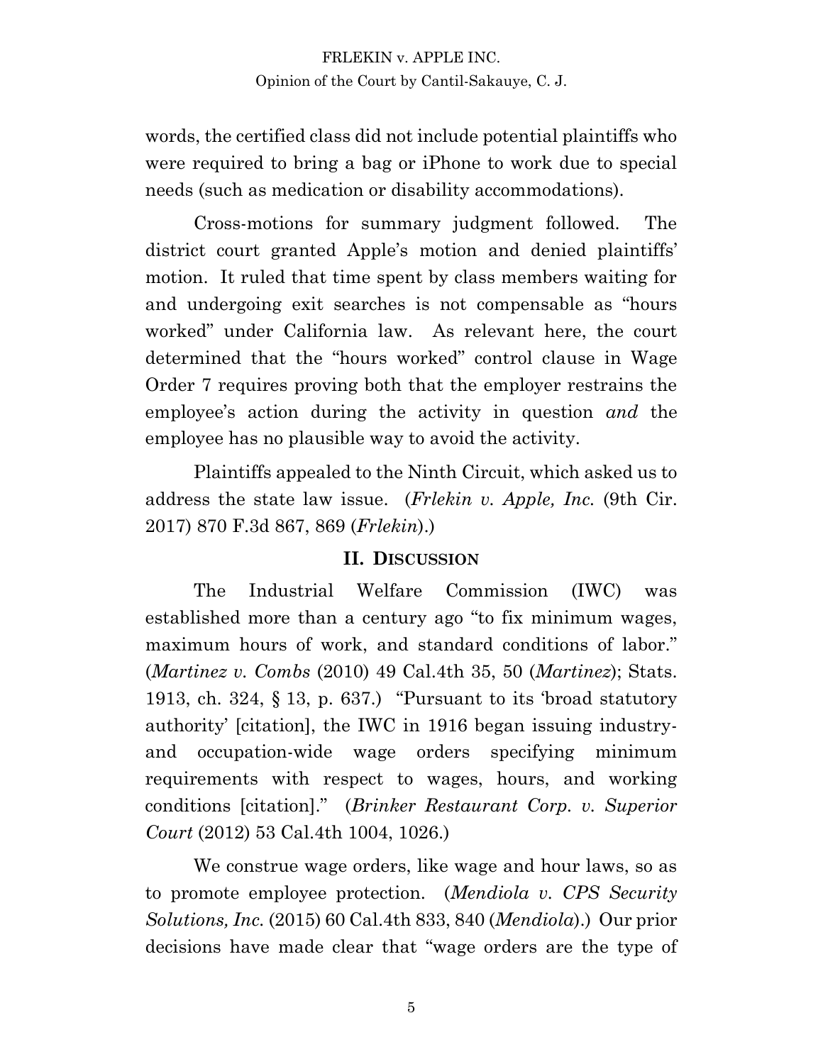words, the certified class did not include potential plaintiffs who were required to bring a bag or iPhone to work due to special needs (such as medication or disability accommodations).

Cross-motions for summary judgment followed. The district court granted Apple's motion and denied plaintiffs' motion. It ruled that time spent by class members waiting for and undergoing exit searches is not compensable as "hours worked" under California law. As relevant here, the court determined that the "hours worked" control clause in Wage Order 7 requires proving both that the employer restrains the employee's action during the activity in question *and* the employee has no plausible way to avoid the activity.

Plaintiffs appealed to the Ninth Circuit, which asked us to address the state law issue. (*Frlekin v. Apple, Inc.* (9th Cir. 2017) 870 F.3d 867, 869 (*Frlekin*).)

## II. DISCUSSION

The Industrial Welfare Commission (IWC) was established more than a century ago "to fix minimum wages, maximum hours of work, and standard conditions of labor." (*Martinez v. Combs* (2010) 49 Cal.4th 35, 50 (*Martinez*); Stats. 1913, ch. 324, § 13, p. 637.) "Pursuant to its 'broad statutory authority' [citation], the IWC in 1916 began issuing industry- and occupation-wide wage orders specifying minimum requirements with respect to wages, hours, and working conditions [citation]." (*Brinker Restaurant Corp. v. Superior Court* (2012) 53 Cal.4th 1004, 1026.)

We construe wage orders, like wage and hour laws, so as to promote employee protection. (*Mendiola v. CPS Security Solutions, Inc.* (2015) 60 Cal.4th 833, 840 (*Mendiola*).) Our prior decisions have made clear that "wage orders are the type of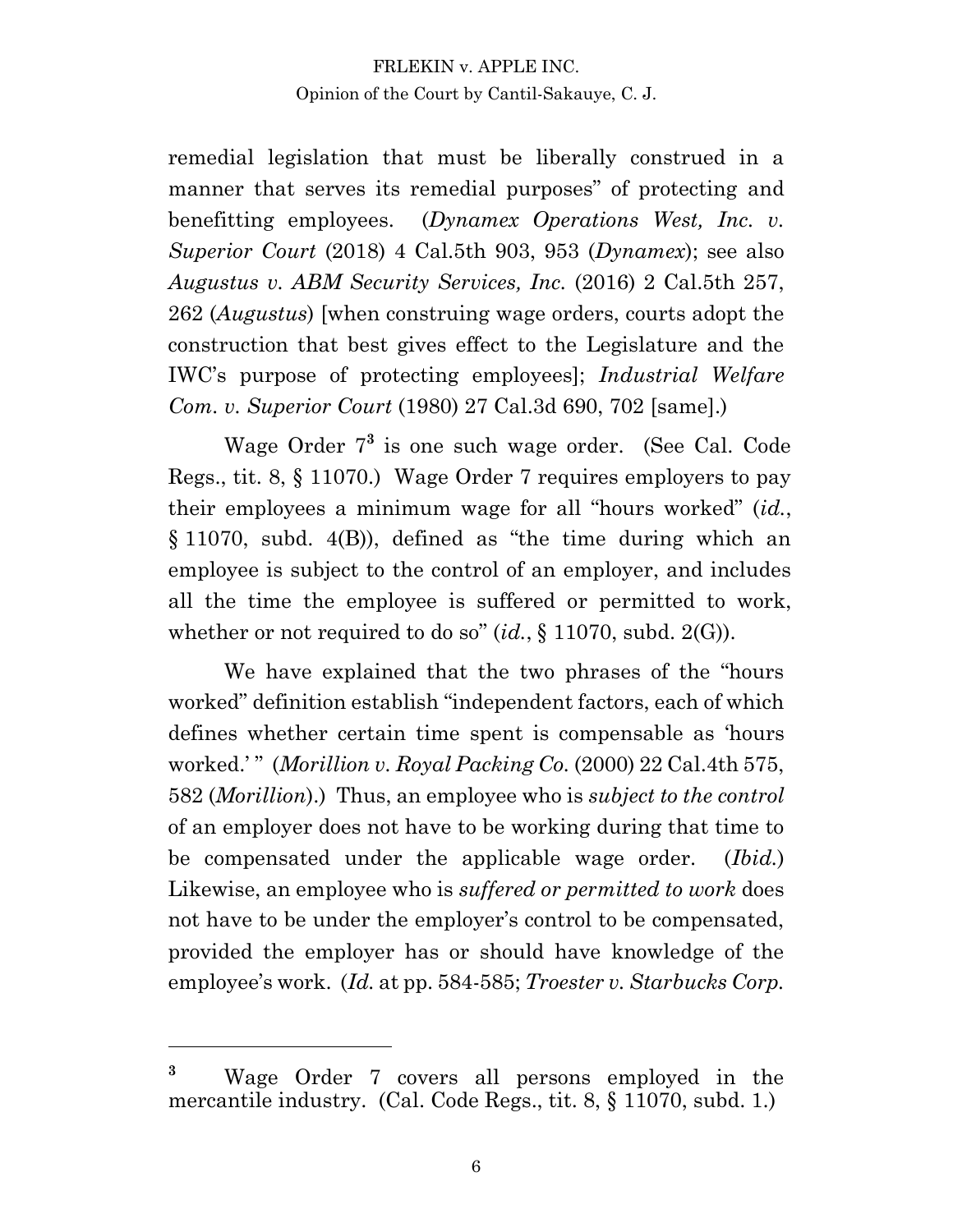remedial legislation that must be liberally construed in a manner that serves its remedial purposes" of protecting and benefitting employees. (*Dynamex Operations West, Inc. v. Superior Court* (2018) 4 Cal.5th 903, 953 (*Dynamex*); see also *Augustus v. ABM Security Services, Inc.* (2016) 2 Cal.5th 257, 262 (*Augustus*) [when construing wage orders, courts adopt the construction that best gives effect to the Legislature and the IWC's purpose of protecting employees]; *Industrial Welfare Com. v. Superior Court* (1980) 27 Cal.3d 690, 702 [same].)

Wage Order 7[3] is one such wage order. (See Cal. Code Regs., tit. 8, § 11070.) Wage Order 7 requires employers to pay their employees a minimum wage for all "hours worked" (*id.*, § 11070, subd. 4(B)), defined as "the time during which an employee is subject to the control of an employer, and includes all the time the employee is suffered or permitted to work, whether or not required to do so" (*id.*, § 11070, subd. 2(G)).

We have explained that the two phrases of the "hours worked" definition establish "independent factors, each of which defines whether certain time spent is compensable as 'hours worked.' " (*Morillion v. Royal Packing Co.* (2000) 22 Cal.4th 575, 582 (*Morillion*).) Thus, an employee who is *subject to the control* of an employer does not have to be working during that time to be compensated under the applicable wage order. (*Ibid.*) Likewise, an employee who is *suffered or permitted to work* does not have to be under the employer's control to be compensated, provided the employer has or should have knowledge of the employee's work. (*Id.* at pp. 584-585; *Troester v. Starbucks Corp.*

---

[3] Wage Order 7 covers all persons employed in the mercantile industry. (Cal. Code Regs., tit. 8, § 11070, subd. 1.)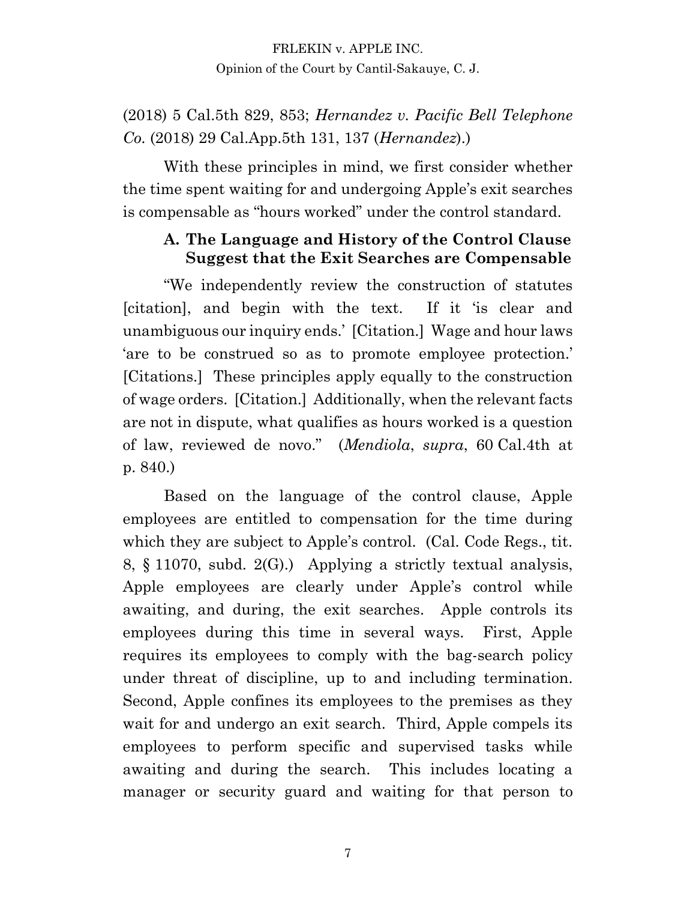(2018) 5 Cal.5th 829, 853; *Hernandez v. Pacific Bell Telephone Co.* (2018) 29 Cal.App.5th 131, 137 (*Hernandez*).)

With these principles in mind, we first consider whether the time spent waiting for and undergoing Apple's exit searches is compensable as "hours worked" under the control standard.

### A. The Language and History of the Control Clause Suggest that the Exit Searches are Compensable

"We independently review the construction of statutes [citation], and begin with the text. If it 'is clear and unambiguous our inquiry ends.' [Citation.] Wage and hour laws 'are to be construed so as to promote employee protection.' [Citations.] These principles apply equally to the construction of wage orders. [Citation.] Additionally, when the relevant facts are not in dispute, what qualifies as hours worked is a question of law, reviewed de novo." (*Mendiola*, *supra*, 60 Cal.4th at p. 840.)

Based on the language of the control clause, Apple employees are entitled to compensation for the time during which they are subject to Apple's control. (Cal. Code Regs., tit. 8, § 11070, subd. 2(G).) Applying a strictly textual analysis, Apple employees are clearly under Apple's control while awaiting, and during, the exit searches. Apple controls its employees during this time in several ways. First, Apple requires its employees to comply with the bag-search policy under threat of discipline, up to and including termination. Second, Apple confines its employees to the premises as they wait for and undergo an exit search. Third, Apple compels its employees to perform specific and supervised tasks while awaiting and during the search. This includes locating a manager or security guard and waiting for that person to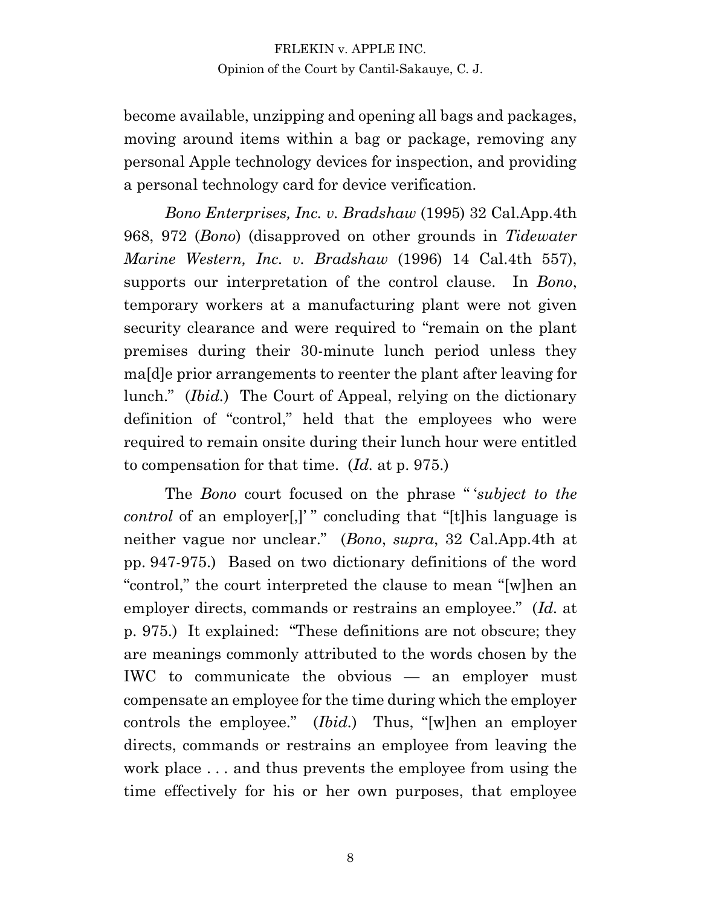become available, unzipping and opening all bags and packages, moving around items within a bag or package, removing any personal Apple technology devices for inspection, and providing a personal technology card for device verification.

*Bono Enterprises, Inc. v. Bradshaw* (1995) 32 Cal.App.4th 968, 972 (*Bono*) (disapproved on other grounds in *Tidewater Marine Western, Inc. v. Bradshaw* (1996) 14 Cal.4th 557), supports our interpretation of the control clause. In *Bono*, temporary workers at a manufacturing plant were not given security clearance and were required to "remain on the plant premises during their 30-minute lunch period unless they ma[d]e prior arrangements to reenter the plant after leaving for lunch." (*Ibid.*) The Court of Appeal, relying on the dictionary definition of "control," held that the employees who were required to remain onsite during their lunch hour were entitled to compensation for that time. (*Id.* at p. 975.)

The *Bono* court focused on the phrase " '*subject to the control* of an employer[,]' " concluding that "[t]his language is neither vague nor unclear." (*Bono*, *supra*, 32 Cal.App.4th at pp. 947-975.) Based on two dictionary definitions of the word "control," the court interpreted the clause to mean "[w]hen an employer directs, commands or restrains an employee." (*Id.* at p. 975.) It explained: "These definitions are not obscure; they are meanings commonly attributed to the words chosen by the IWC to communicate the obvious — an employer must compensate an employee for the time during which the employer controls the employee." (*Ibid.*) Thus, "[w]hen an employer directs, commands or restrains an employee from leaving the work place . . . and thus prevents the employee from using the time effectively for his or her own purposes, that employee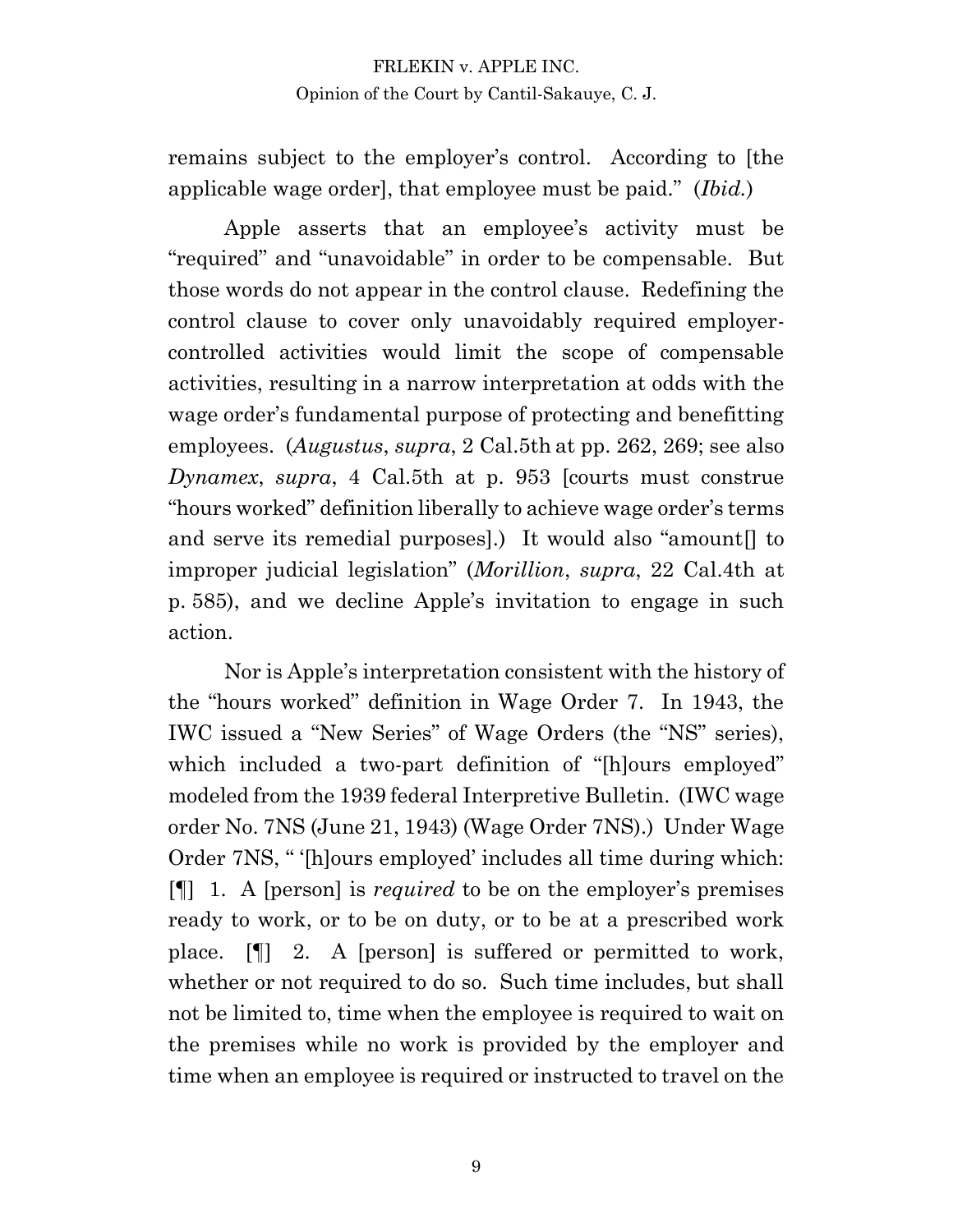remains subject to the employer's control. According to [the applicable wage order], that employee must be paid." (*Ibid.*)

Apple asserts that an employee's activity must be "required" and "unavoidable" in order to be compensable. But those words do not appear in the control clause. Redefining the control clause to cover only unavoidably required employer-controlled activities would limit the scope of compensable activities, resulting in a narrow interpretation at odds with the wage order's fundamental purpose of protecting and benefitting employees. (*Augustus*, *supra*, 2 Cal.5th at pp. 262, 269; see also *Dynamex*, *supra*, 4 Cal.5th at p. 953 [courts must construe "hours worked" definition liberally to achieve wage order's terms and serve its remedial purposes].) It would also "amount[] to improper judicial legislation" (*Morillion*, *supra*, 22 Cal.4th at p. 585), and we decline Apple's invitation to engage in such action.

Nor is Apple's interpretation consistent with the history of the "hours worked" definition in Wage Order 7. In 1943, the IWC issued a "New Series" of Wage Orders (the "NS" series), which included a two-part definition of "[h]ours employed" modeled from the 1939 federal Interpretive Bulletin. (IWC wage order No. 7NS (June 21, 1943) (Wage Order 7NS).) Under Wage Order 7NS, " '[h]ours employed' includes all time during which: [¶] 1. A [person] is *required* to be on the employer's premises ready to work, or to be on duty, or to be at a prescribed work place. [¶] 2. A [person] is suffered or permitted to work, whether or not required to do so. Such time includes, but shall not be limited to, time when the employee is required to wait on the premises while no work is provided by the employer and time when an employee is required or instructed to travel on the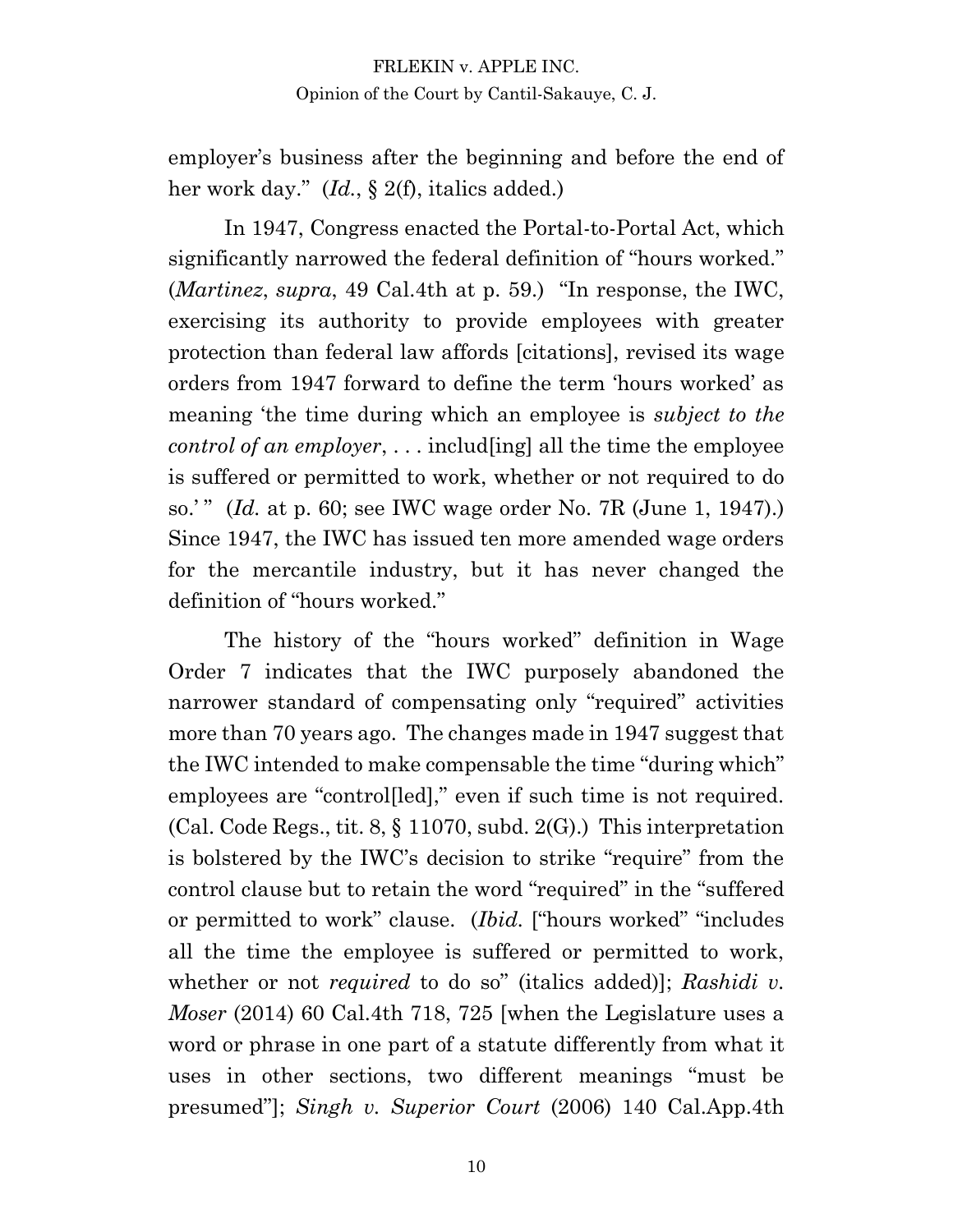employer's business after the beginning and before the end of her work day." (*Id.*, § 2(f), italics added.)

In 1947, Congress enacted the Portal-to-Portal Act, which significantly narrowed the federal definition of "hours worked." (*Martinez*, *supra*, 49 Cal.4th at p. 59.) "In response, the IWC, exercising its authority to provide employees with greater protection than federal law affords [citations], revised its wage orders from 1947 forward to define the term 'hours worked' as meaning 'the time during which an employee is *subject to the control of an employer*, . . . includ[ing] all the time the employee is suffered or permitted to work, whether or not required to do so.' " (*Id.* at p. 60; see IWC wage order No. 7R (June 1, 1947).) Since 1947, the IWC has issued ten more amended wage orders for the mercantile industry, but it has never changed the definition of "hours worked."

The history of the "hours worked" definition in Wage Order 7 indicates that the IWC purposely abandoned the narrower standard of compensating only "required" activities more than 70 years ago. The changes made in 1947 suggest that the IWC intended to make compensable the time "during which" employees are "control[led]," even if such time is not required. (Cal. Code Regs., tit. 8, § 11070, subd. 2(G).) This interpretation is bolstered by the IWC's decision to strike "require" from the control clause but to retain the word "required" in the "suffered or permitted to work" clause. (*Ibid.* ["hours worked" "includes all the time the employee is suffered or permitted to work, whether or not *required* to do so" (italics added)]; *Rashidi v. Moser* (2014) 60 Cal.4th 718, 725 [when the Legislature uses a word or phrase in one part of a statute differently from what it uses in other sections, two different meanings "must be presumed"]; *Singh v. Superior Court* (2006) 140 Cal.App.4th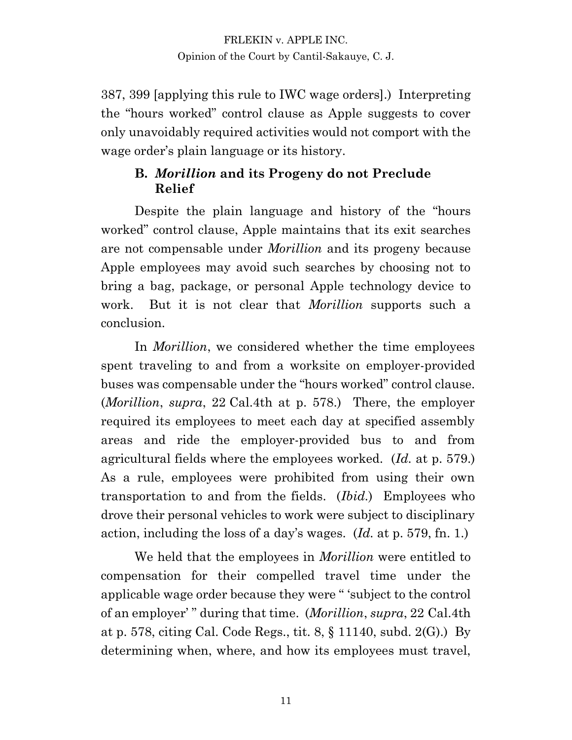387, 399 [applying this rule to IWC wage orders].) Interpreting the "hours worked" control clause as Apple suggests to cover only unavoidably required activities would not comport with the wage order's plain language or its history.

### B. *Morillion* and its Progeny do not Preclude Relief

Despite the plain language and history of the "hours worked" control clause, Apple maintains that its exit searches are not compensable under *Morillion* and its progeny because Apple employees may avoid such searches by choosing not to bring a bag, package, or personal Apple technology device to work. But it is not clear that *Morillion* supports such a conclusion.

In *Morillion*, we considered whether the time employees spent traveling to and from a worksite on employer-provided buses was compensable under the "hours worked" control clause. (*Morillion*, *supra*, 22 Cal.4th at p. 578.) There, the employer required its employees to meet each day at specified assembly areas and ride the employer-provided bus to and from agricultural fields where the employees worked. (*Id.* at p. 579.) As a rule, employees were prohibited from using their own transportation to and from the fields. (*Ibid.*) Employees who drove their personal vehicles to work were subject to disciplinary action, including the loss of a day's wages. (*Id.* at p. 579, fn. 1.)

We held that the employees in *Morillion* were entitled to compensation for their compelled travel time under the applicable wage order because they were " 'subject to the control of an employer' " during that time. (*Morillion*, *supra*, 22 Cal.4th at p. 578, citing Cal. Code Regs., tit. 8, § 11140, subd. 2(G).) By determining when, where, and how its employees must travel,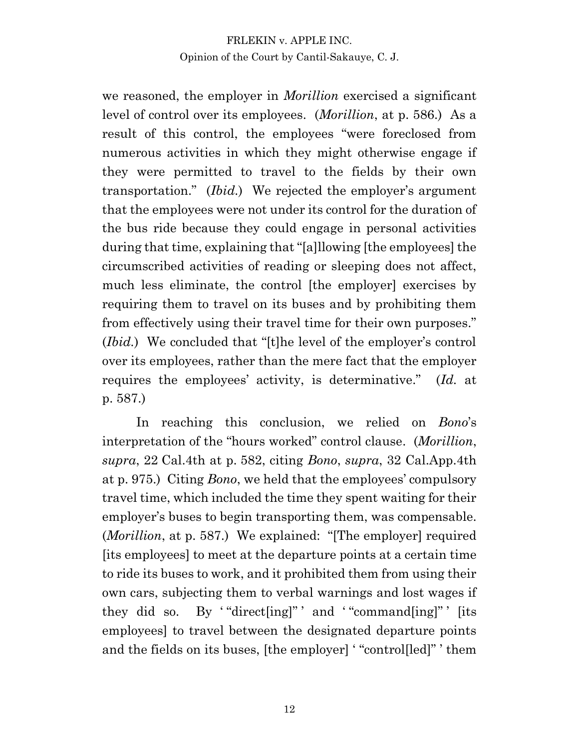we reasoned, the employer in *Morillion* exercised a significant level of control over its employees. (*Morillion*, at p. 586.) As a result of this control, the employees "were foreclosed from numerous activities in which they might otherwise engage if they were permitted to travel to the fields by their own transportation." (*Ibid.*) We rejected the employer's argument that the employees were not under its control for the duration of the bus ride because they could engage in personal activities during that time, explaining that "[a]llowing [the employees] the circumscribed activities of reading or sleeping does not affect, much less eliminate, the control [the employer] exercises by requiring them to travel on its buses and by prohibiting them from effectively using their travel time for their own purposes." (*Ibid.*) We concluded that "[t]he level of the employer's control over its employees, rather than the mere fact that the employer requires the employees' activity, is determinative." (*Id.* at p. 587.)

In reaching this conclusion, we relied on *Bono*'s interpretation of the "hours worked" control clause. (*Morillion*, *supra*, 22 Cal.4th at p. 582, citing *Bono*, *supra*, 32 Cal.App.4th at p. 975.) Citing *Bono*, we held that the employees' compulsory travel time, which included the time they spent waiting for their employer's buses to begin transporting them, was compensable. (*Morillion*, at p. 587.) We explained: "[The employer] required [its employees] to meet at the departure points at a certain time to ride its buses to work, and it prohibited them from using their own cars, subjecting them to verbal warnings and lost wages if they did so. By ' "direct[ing]" ' and ' "command[ing]" ' [its employees] to travel between the designated departure points and the fields on its buses, [the employer] ' "control[led]" ' them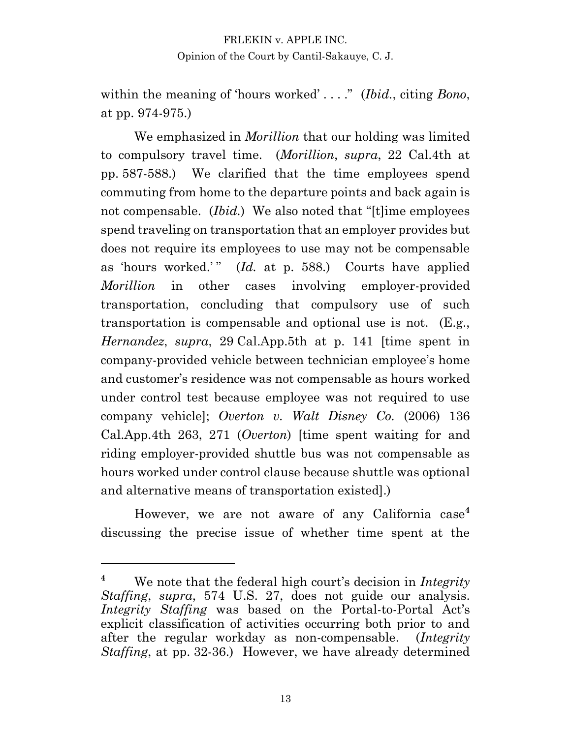within the meaning of 'hours worked' . . . ." (*Ibid.*, citing *Bono*, at pp. 974-975.)

We emphasized in *Morillion* that our holding was limited to compulsory travel time. (*Morillion*, *supra*, 22 Cal.4th at pp. 587-588.) We clarified that the time employees spend commuting from home to the departure points and back again is not compensable. (*Ibid.*) We also noted that "[t]ime employees spend traveling on transportation that an employer provides but does not require its employees to use may not be compensable as 'hours worked.' " (*Id.* at p. 588.) Courts have applied *Morillion* in other cases involving employer-provided transportation, concluding that compulsory use of such transportation is compensable and optional use is not. (E.g., *Hernandez*, *supra*, 29 Cal.App.5th at p. 141 [time spent in company-provided vehicle between technician employee's home and customer's residence was not compensable as hours worked under control test because employee was not required to use company vehicle]; *Overton v. Walt Disney Co.* (2006) 136 Cal.App.4th 263, 271 (*Overton*) [time spent waiting for and riding employer-provided shuttle bus was not compensable as hours worked under control clause because shuttle was optional and alternative means of transportation existed].)

However, we are not aware of any California case[4] discussing the precise issue of whether time spent at the

---

[4] We note that the federal high court's decision in *Integrity Staffing*, *supra*, 574 U.S. 27, does not guide our analysis. *Integrity Staffing* was based on the Portal-to-Portal Act's explicit classification of activities occurring both prior to and after the regular workday as non-compensable. (*Integrity Staffing*, at pp. 32-36.) However, we have already determined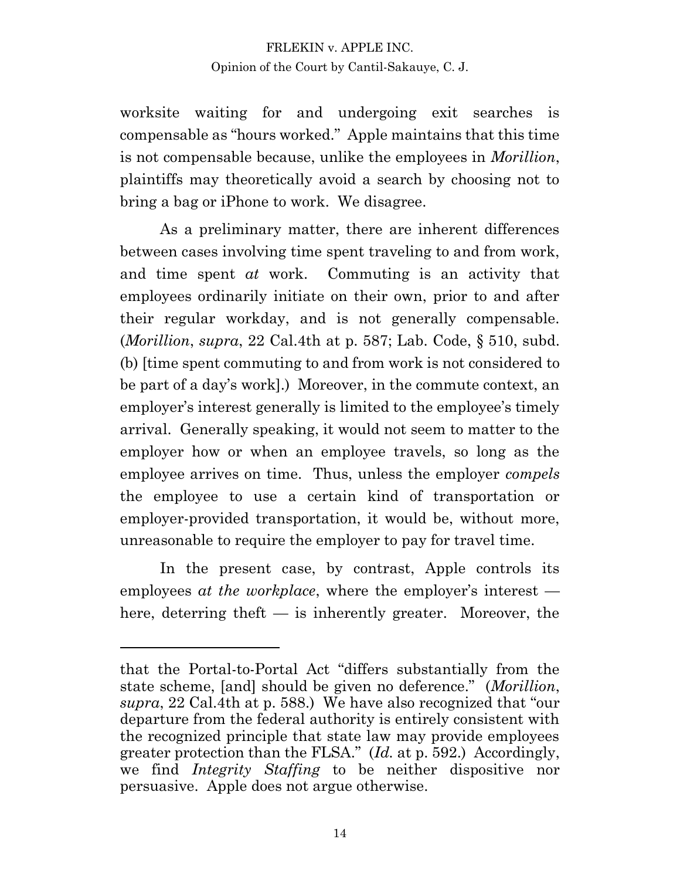worksite waiting for and undergoing exit searches is compensable as "hours worked." Apple maintains that this time is not compensable because, unlike the employees in *Morillion*, plaintiffs may theoretically avoid a search by choosing not to bring a bag or iPhone to work. We disagree.

As a preliminary matter, there are inherent differences between cases involving time spent traveling to and from work, and time spent *at* work. Commuting is an activity that employees ordinarily initiate on their own, prior to and after their regular workday, and is not generally compensable. (*Morillion*, *supra*, 22 Cal.4th at p. 587; Lab. Code, § 510, subd. (b) [time spent commuting to and from work is not considered to be part of a day's work].) Moreover, in the commute context, an employer's interest generally is limited to the employee's timely arrival. Generally speaking, it would not seem to matter to the employer how or when an employee travels, so long as the employee arrives on time. Thus, unless the employer *compels* the employee to use a certain kind of transportation or employer-provided transportation, it would be, without more, unreasonable to require the employer to pay for travel time.

In the present case, by contrast, Apple controls its employees *at the workplace*, where the employer's interest — here, deterring theft — is inherently greater. Moreover, the

---

that the Portal-to-Portal Act "differs substantially from the state scheme, [and] should be given no deference." (*Morillion*, *supra*, 22 Cal.4th at p. 588.) We have also recognized that "our departure from the federal authority is entirely consistent with the recognized principle that state law may provide employees greater protection than the FLSA." (*Id.* at p. 592.) Accordingly, we find *Integrity Staffing* to be neither dispositive nor persuasive. Apple does not argue otherwise.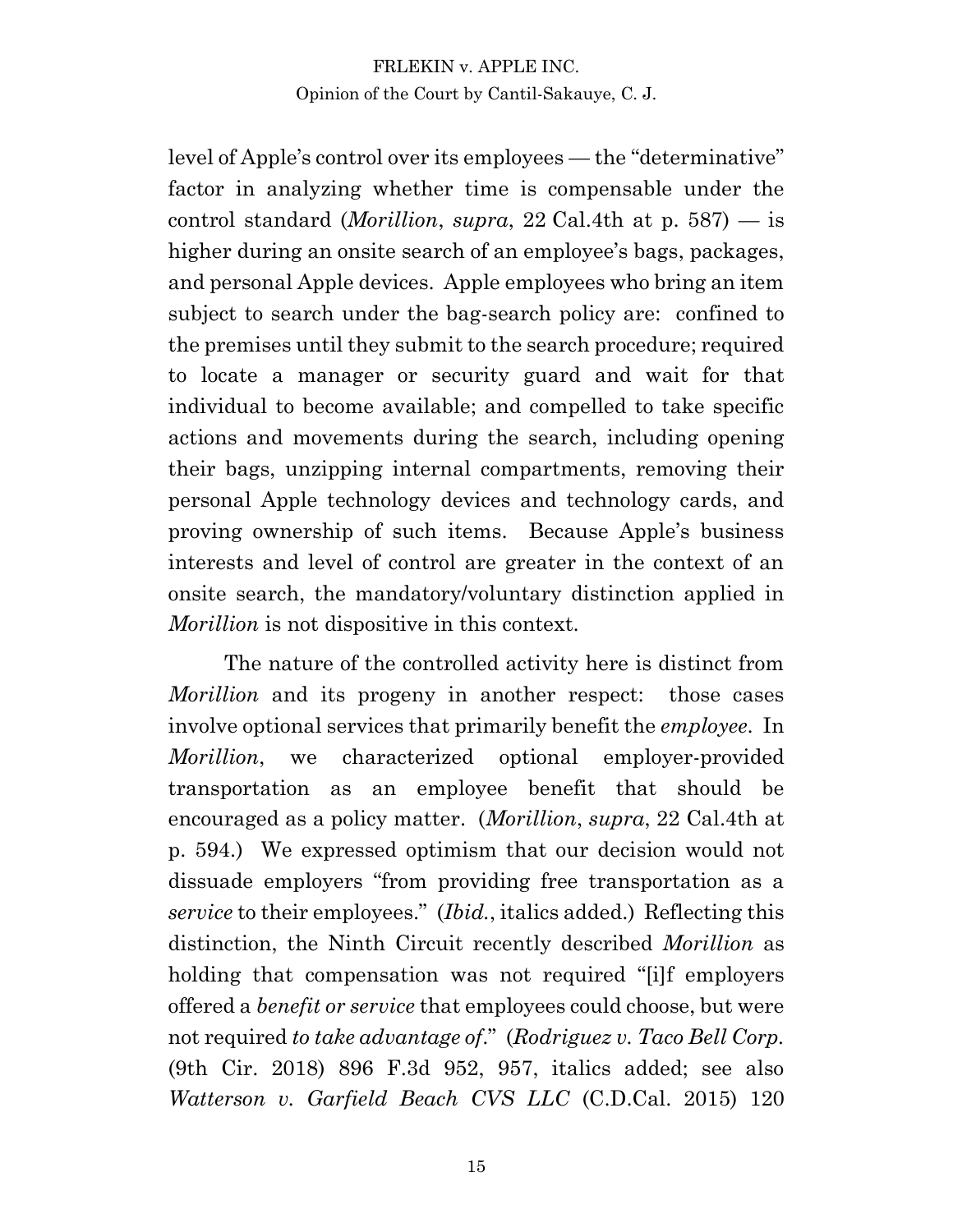level of Apple's control over its employees — the "determinative" factor in analyzing whether time is compensable under the control standard (*Morillion*, *supra*, 22 Cal.4th at p. 587) — is higher during an onsite search of an employee's bags, packages, and personal Apple devices. Apple employees who bring an item subject to search under the bag-search policy are: confined to the premises until they submit to the search procedure; required to locate a manager or security guard and wait for that individual to become available; and compelled to take specific actions and movements during the search, including opening their bags, unzipping internal compartments, removing their personal Apple technology devices and technology cards, and proving ownership of such items. Because Apple's business interests and level of control are greater in the context of an onsite search, the mandatory/voluntary distinction applied in *Morillion* is not dispositive in this context.

The nature of the controlled activity here is distinct from *Morillion* and its progeny in another respect: those cases involve optional services that primarily benefit the *employee*. In *Morillion*, we characterized optional employer-provided transportation as an employee benefit that should be encouraged as a policy matter. (*Morillion*, *supra*, 22 Cal.4th at p. 594.) We expressed optimism that our decision would not dissuade employers "from providing free transportation as a *service* to their employees." (*Ibid.*, italics added.) Reflecting this distinction, the Ninth Circuit recently described *Morillion* as holding that compensation was not required "[i]f employers offered a *benefit or service* that employees could choose, but were not required *to take advantage of*." (*Rodriguez v. Taco Bell Corp.* (9th Cir. 2018) 896 F.3d 952, 957, italics added; see also *Watterson v. Garfield Beach CVS LLC* (C.D.Cal. 2015) 120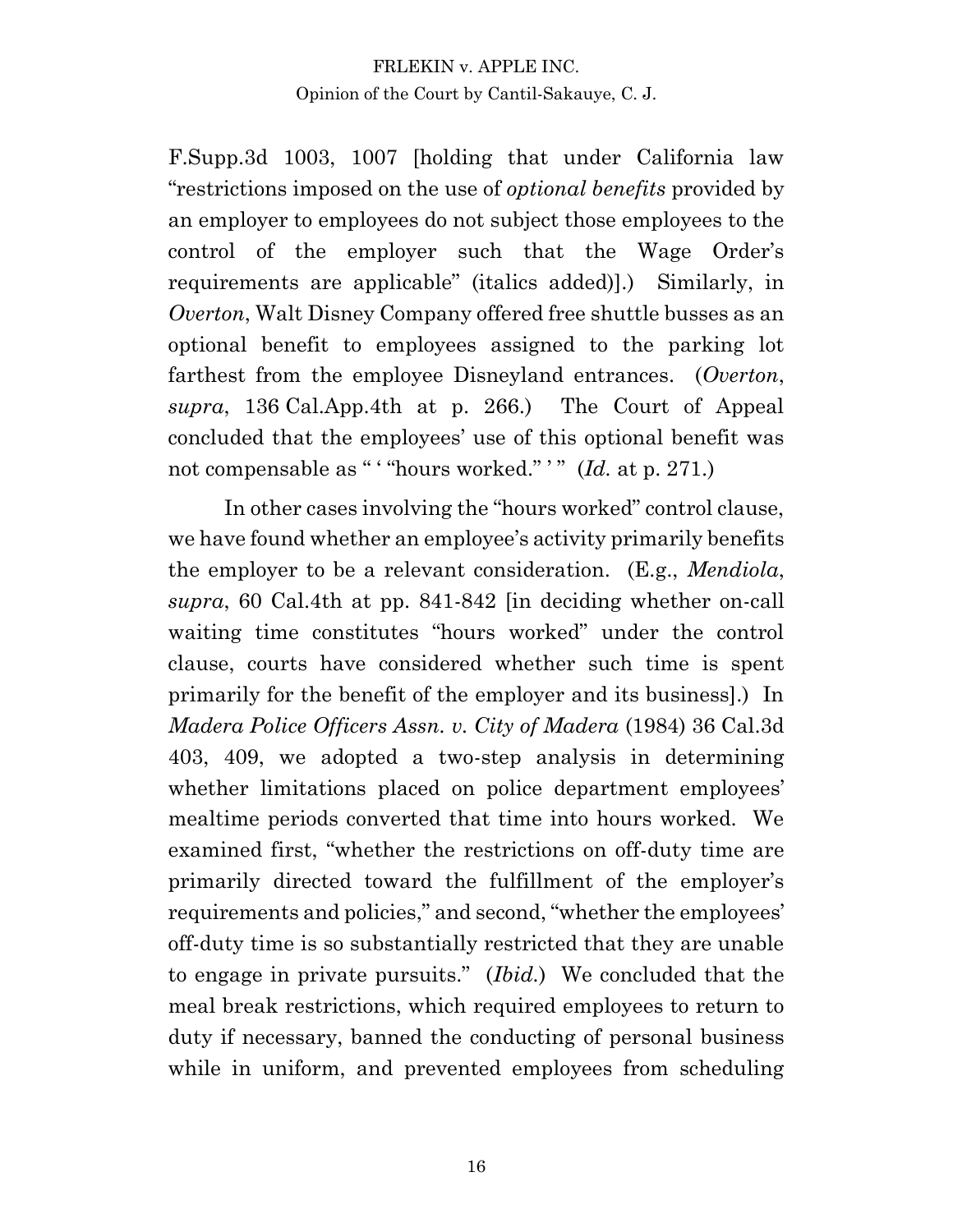F.Supp.3d 1003, 1007 [holding that under California law "restrictions imposed on the use of *optional benefits* provided by an employer to employees do not subject those employees to the control of the employer such that the Wage Order's requirements are applicable" (italics added)].) Similarly, in *Overton*, Walt Disney Company offered free shuttle busses as an optional benefit to employees assigned to the parking lot farthest from the employee Disneyland entrances. (*Overton*, *supra*, 136 Cal.App.4th at p. 266.) The Court of Appeal concluded that the employees' use of this optional benefit was not compensable as " ' "hours worked." ' " (*Id.* at p. 271.)

In other cases involving the "hours worked" control clause, we have found whether an employee's activity primarily benefits the employer to be a relevant consideration. (E.g., *Mendiola*, *supra*, 60 Cal.4th at pp. 841-842 [in deciding whether on-call waiting time constitutes "hours worked" under the control clause, courts have considered whether such time is spent primarily for the benefit of the employer and its business].) In *Madera Police Officers Assn. v. City of Madera* (1984) 36 Cal.3d 403, 409, we adopted a two-step analysis in determining whether limitations placed on police department employees' mealtime periods converted that time into hours worked. We examined first, "whether the restrictions on off-duty time are primarily directed toward the fulfillment of the employer's requirements and policies," and second, "whether the employees' off-duty time is so substantially restricted that they are unable to engage in private pursuits." (*Ibid.*) We concluded that the meal break restrictions, which required employees to return to duty if necessary, banned the conducting of personal business while in uniform, and prevented employees from scheduling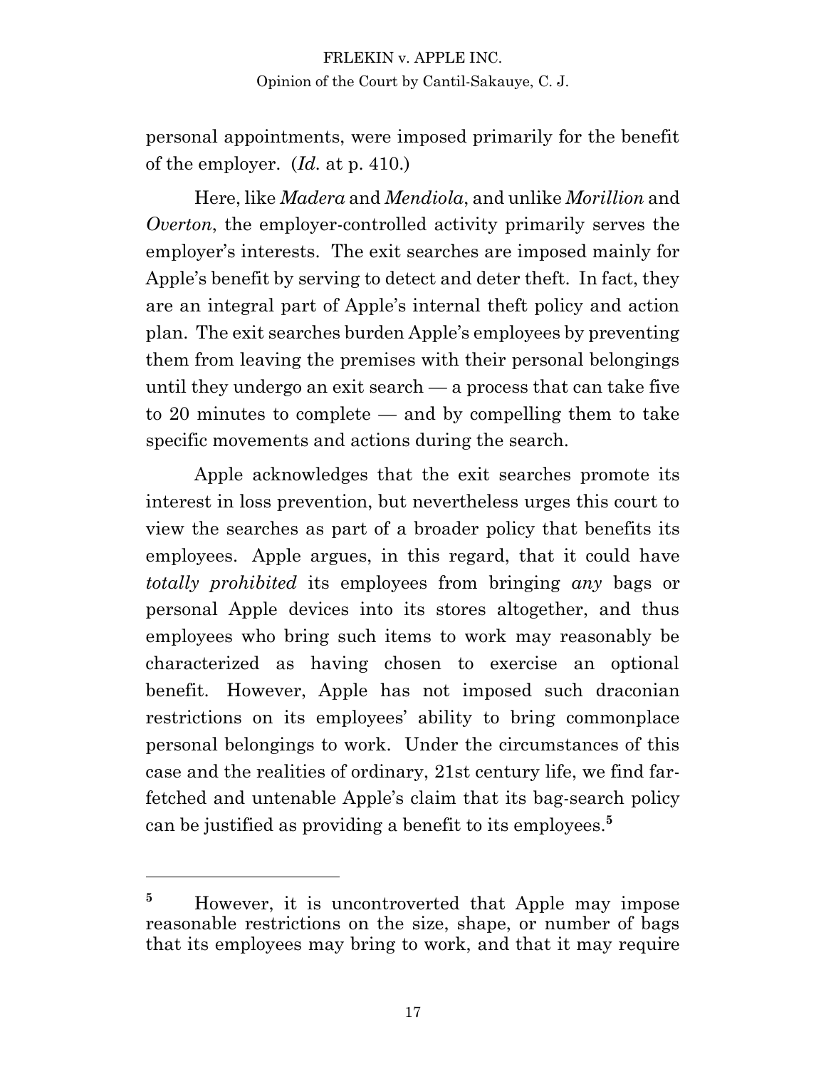personal appointments, were imposed primarily for the benefit of the employer. (*Id.* at p. 410.)

Here, like *Madera* and *Mendiola*, and unlike *Morillion* and *Overton*, the employer-controlled activity primarily serves the employer's interests. The exit searches are imposed mainly for Apple's benefit by serving to detect and deter theft. In fact, they are an integral part of Apple's internal theft policy and action plan. The exit searches burden Apple's employees by preventing them from leaving the premises with their personal belongings until they undergo an exit search — a process that can take five to 20 minutes to complete — and by compelling them to take specific movements and actions during the search.

Apple acknowledges that the exit searches promote its interest in loss prevention, but nevertheless urges this court to view the searches as part of a broader policy that benefits its employees. Apple argues, in this regard, that it could have *totally prohibited* its employees from bringing *any* bags or personal Apple devices into its stores altogether, and thus employees who bring such items to work may reasonably be characterized as having chosen to exercise an optional benefit. However, Apple has not imposed such draconian restrictions on its employees' ability to bring commonplace personal belongings to work. Under the circumstances of this case and the realities of ordinary, 21st century life, we find far-fetched and untenable Apple's claim that its bag-search policy can be justified as providing a benefit to its employees.[5]

---

[5] However, it is uncontroverted that Apple may impose reasonable restrictions on the size, shape, or number of bags that its employees may bring to work, and that it may require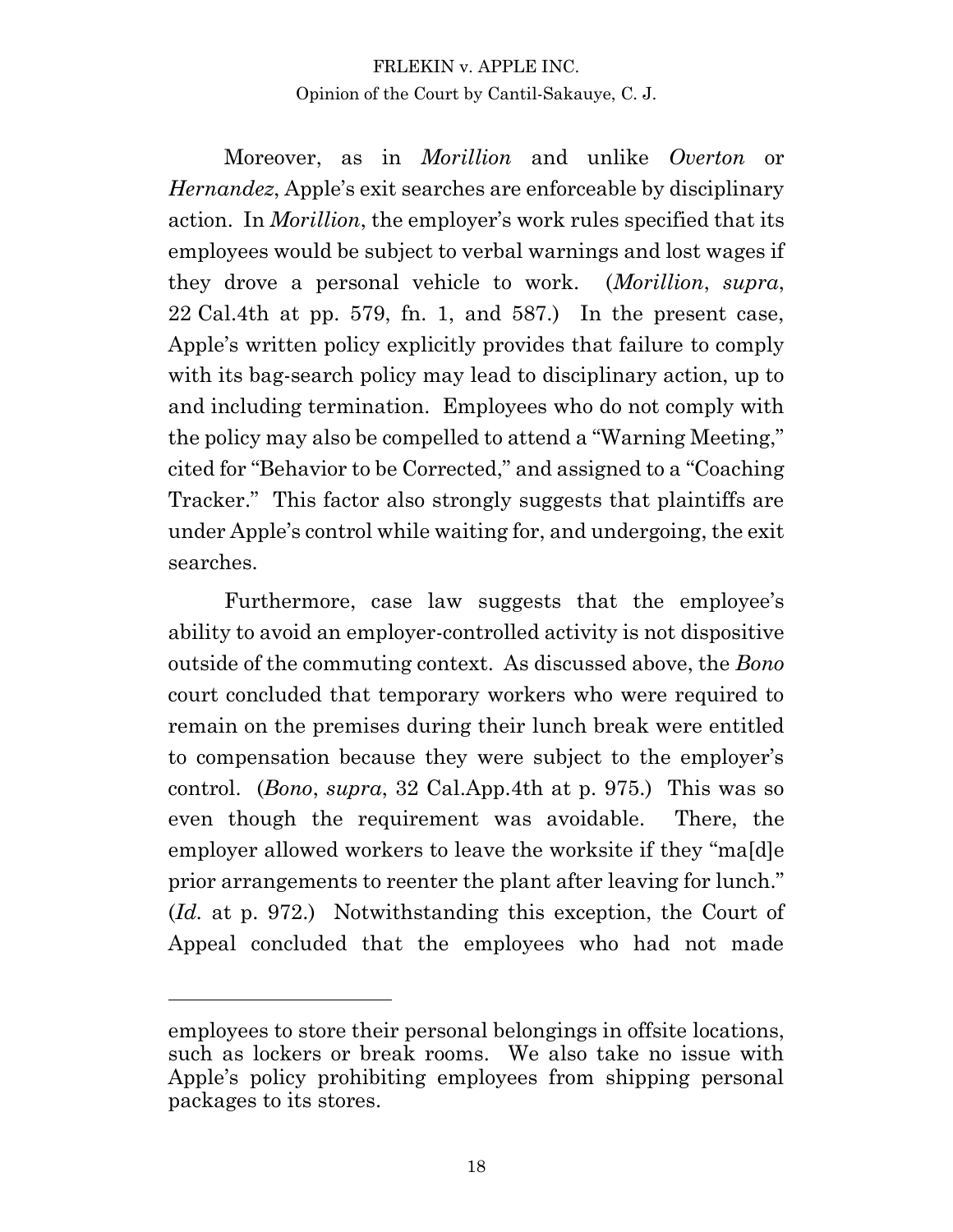Moreover, as in *Morillion* and unlike *Overton* or *Hernandez*, Apple's exit searches are enforceable by disciplinary action. In *Morillion*, the employer's work rules specified that its employees would be subject to verbal warnings and lost wages if they drove a personal vehicle to work. (*Morillion*, *supra*, 22 Cal.4th at pp. 579, fn. 1, and 587.) In the present case, Apple's written policy explicitly provides that failure to comply with its bag-search policy may lead to disciplinary action, up to and including termination. Employees who do not comply with the policy may also be compelled to attend a "Warning Meeting," cited for "Behavior to be Corrected," and assigned to a "Coaching Tracker." This factor also strongly suggests that plaintiffs are under Apple's control while waiting for, and undergoing, the exit searches.

Furthermore, case law suggests that the employee's ability to avoid an employer-controlled activity is not dispositive outside of the commuting context. As discussed above, the *Bono* court concluded that temporary workers who were required to remain on the premises during their lunch break were entitled to compensation because they were subject to the employer's control. (*Bono*, *supra*, 32 Cal.App.4th at p. 975.) This was so even though the requirement was avoidable. There, the employer allowed workers to leave the worksite if they "ma[d]e prior arrangements to reenter the plant after leaving for lunch." (*Id.* at p. 972.) Notwithstanding this exception, the Court of Appeal concluded that the employees who had not made

---

employees to store their personal belongings in offsite locations, such as lockers or break rooms. We also take no issue with Apple's policy prohibiting employees from shipping personal packages to its stores.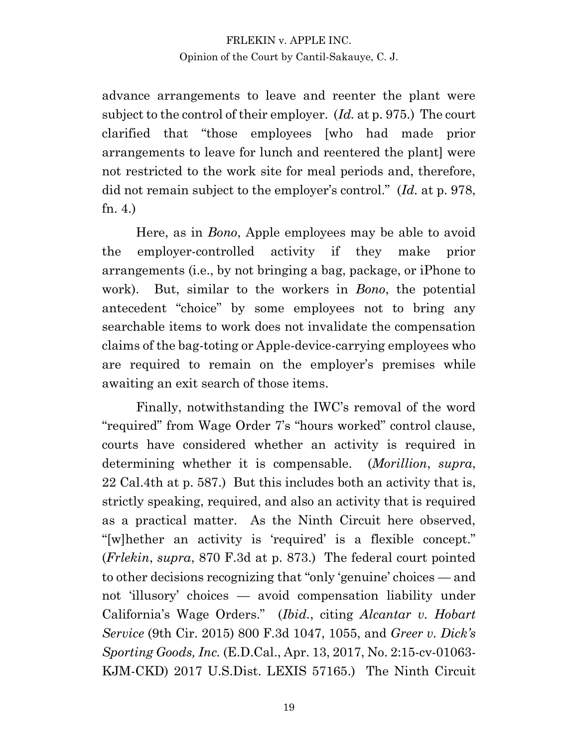advance arrangements to leave and reenter the plant were subject to the control of their employer. (*Id.* at p. 975.) The court clarified that "those employees [who had made prior arrangements to leave for lunch and reentered the plant] were not restricted to the work site for meal periods and, therefore, did not remain subject to the employer's control." (*Id.* at p. 978, fn. 4.)

Here, as in *Bono*, Apple employees may be able to avoid the employer-controlled activity if they make prior arrangements (i.e., by not bringing a bag, package, or iPhone to work). But, similar to the workers in *Bono*, the potential antecedent "choice" by some employees not to bring any searchable items to work does not invalidate the compensation claims of the bag-toting or Apple-device-carrying employees who are required to remain on the employer's premises while awaiting an exit search of those items.

Finally, notwithstanding the IWC's removal of the word "required" from Wage Order 7's "hours worked" control clause, courts have considered whether an activity is required in determining whether it is compensable. (*Morillion*, *supra*, 22 Cal.4th at p. 587.) But this includes both an activity that is, strictly speaking, required, and also an activity that is required as a practical matter. As the Ninth Circuit here observed, "[w]hether an activity is 'required' is a flexible concept." (*Frlekin*, *supra*, 870 F.3d at p. 873.) The federal court pointed to other decisions recognizing that "only 'genuine' choices — and not 'illusory' choices — avoid compensation liability under California's Wage Orders." (*Ibid.*, citing *Alcantar v. Hobart Service* (9th Cir. 2015) 800 F.3d 1047, 1055, and *Greer v. Dick's Sporting Goods, Inc.* (E.D.Cal., Apr. 13, 2017, No. 2:15-cv-01063-KJM-CKD) 2017 U.S.Dist. LEXIS 57165.) The Ninth Circuit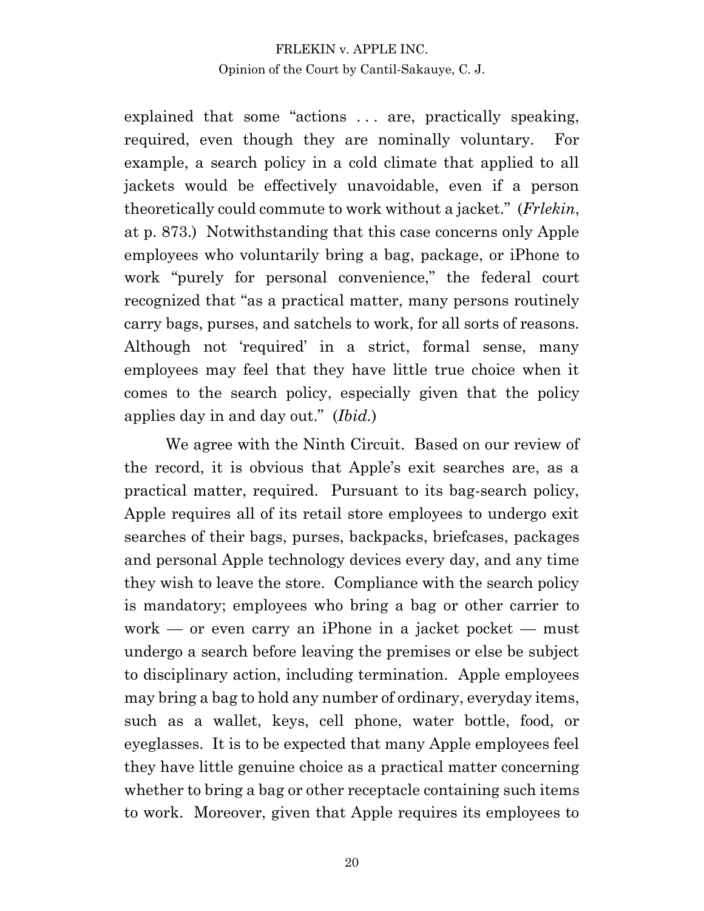explained that some "actions . . . are, practically speaking, required, even though they are nominally voluntary. For example, a search policy in a cold climate that applied to all jackets would be effectively unavoidable, even if a person theoretically could commute to work without a jacket." (*Frlekin*, at p. 873.) Notwithstanding that this case concerns only Apple employees who voluntarily bring a bag, package, or iPhone to work "purely for personal convenience," the federal court recognized that "as a practical matter, many persons routinely carry bags, purses, and satchels to work, for all sorts of reasons. Although not 'required' in a strict, formal sense, many employees may feel that they have little true choice when it comes to the search policy, especially given that the policy applies day in and day out." (*Ibid.*)

We agree with the Ninth Circuit. Based on our review of the record, it is obvious that Apple's exit searches are, as a practical matter, required. Pursuant to its bag-search policy, Apple requires all of its retail store employees to undergo exit searches of their bags, purses, backpacks, briefcases, packages and personal Apple technology devices every day, and any time they wish to leave the store. Compliance with the search policy is mandatory; employees who bring a bag or other carrier to work — or even carry an iPhone in a jacket pocket — must undergo a search before leaving the premises or else be subject to disciplinary action, including termination. Apple employees may bring a bag to hold any number of ordinary, everyday items, such as a wallet, keys, cell phone, water bottle, food, or eyeglasses. It is to be expected that many Apple employees feel they have little genuine choice as a practical matter concerning whether to bring a bag or other receptacle containing such items to work. Moreover, given that Apple requires its employees to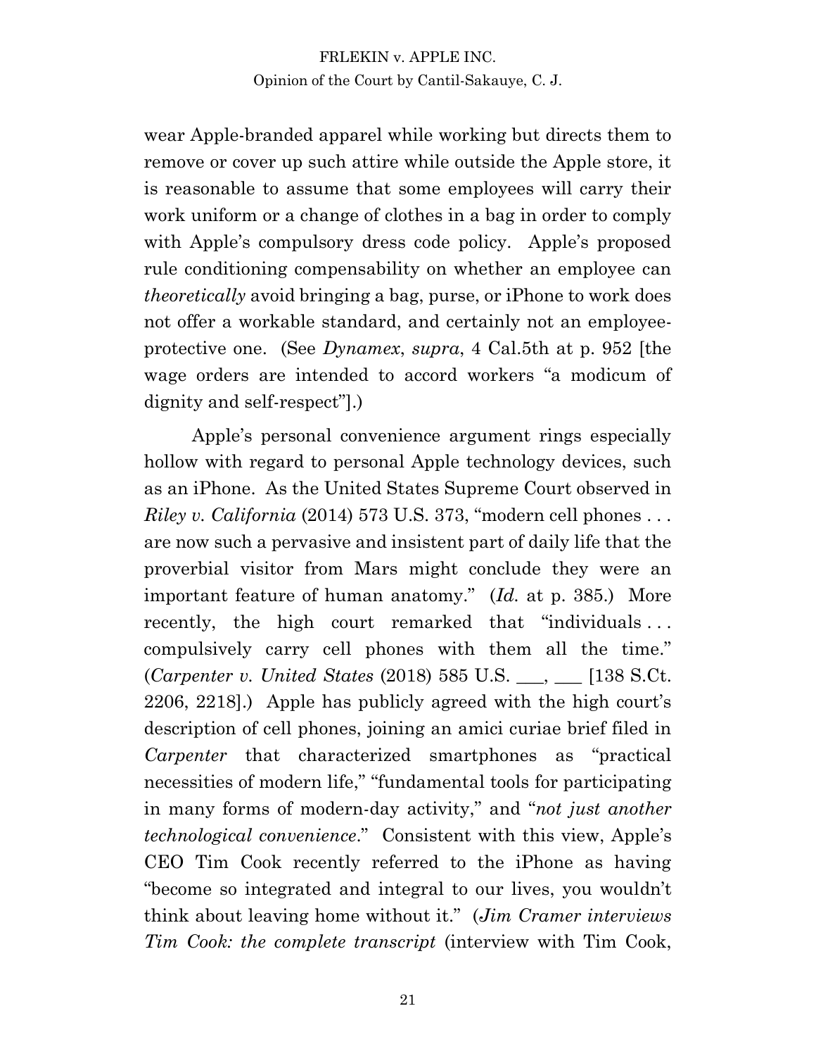wear Apple-branded apparel while working but directs them to remove or cover up such attire while outside the Apple store, it is reasonable to assume that some employees will carry their work uniform or a change of clothes in a bag in order to comply with Apple's compulsory dress code policy. Apple's proposed rule conditioning compensability on whether an employee can *theoretically* avoid bringing a bag, purse, or iPhone to work does not offer a workable standard, and certainly not an employee-protective one. (See *Dynamex*, *supra*, 4 Cal.5th at p. 952 [the wage orders are intended to accord workers "a modicum of dignity and self-respect"].)

Apple's personal convenience argument rings especially hollow with regard to personal Apple technology devices, such as an iPhone. As the United States Supreme Court observed in *Riley v. California* (2014) 573 U.S. 373, "modern cell phones . . . are now such a pervasive and insistent part of daily life that the proverbial visitor from Mars might conclude they were an important feature of human anatomy." (*Id.* at p. 385.) More recently, the high court remarked that "individuals . . . compulsively carry cell phones with them all the time." (*Carpenter v. United States* (2018) 585 U.S. ___, ___ [138 S.Ct. 2206, 2218].) Apple has publicly agreed with the high court's description of cell phones, joining an amici curiae brief filed in *Carpenter* that characterized smartphones as "practical necessities of modern life," "fundamental tools for participating in many forms of modern-day activity," and "*not just another technological convenience*." Consistent with this view, Apple's CEO Tim Cook recently referred to the iPhone as having "become so integrated and integral to our lives, you wouldn't think about leaving home without it." (*Jim Cramer interviews Tim Cook: the complete transcript* (interview with Tim Cook,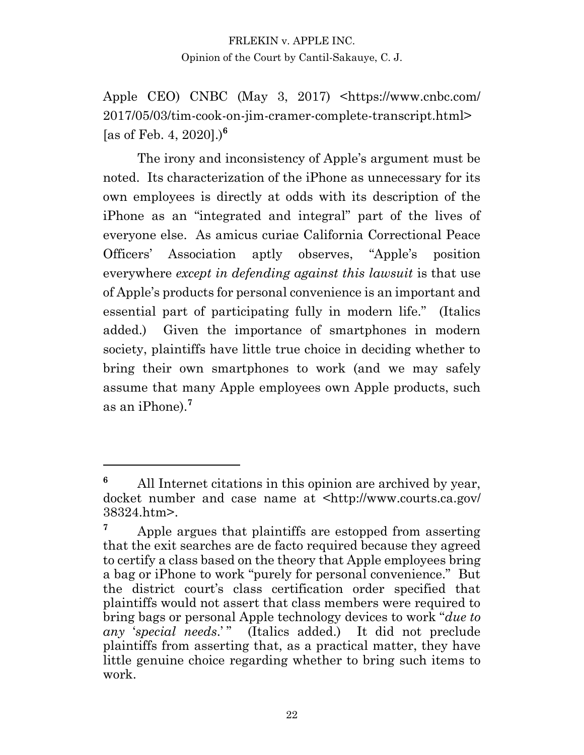Apple CEO) CNBC (May 3, 2017) <https://www.cnbc.com/2017/05/03/tim-cook-on-jim-cramer-complete-transcript.html> [as of Feb. 4, 2020].)[6]

The irony and inconsistency of Apple's argument must be noted. Its characterization of the iPhone as unnecessary for its own employees is directly at odds with its description of the iPhone as an "integrated and integral" part of the lives of everyone else. As amicus curiae California Correctional Peace Officers' Association aptly observes, "Apple's position everywhere *except in defending against this lawsuit* is that use of Apple's products for personal convenience is an important and essential part of participating fully in modern life." (Italics added.) Given the importance of smartphones in modern society, plaintiffs have little true choice in deciding whether to bring their own smartphones to work (and we may safely assume that many Apple employees own Apple products, such as an iPhone).[7]

---

[6] All Internet citations in this opinion are archived by year, docket number and case name at <http://www.courts.ca.gov/38324.htm>.

[7] Apple argues that plaintiffs are estopped from asserting that the exit searches are de facto required because they agreed to certify a class based on the theory that Apple employees bring a bag or iPhone to work "purely for personal convenience." But the district court's class certification order specified that plaintiffs would not assert that class members were required to bring bags or personal Apple technology devices to work "*due to any* '*special needs*.' " (Italics added.) It did not preclude plaintiffs from asserting that, as a practical matter, they have little genuine choice regarding whether to bring such items to work.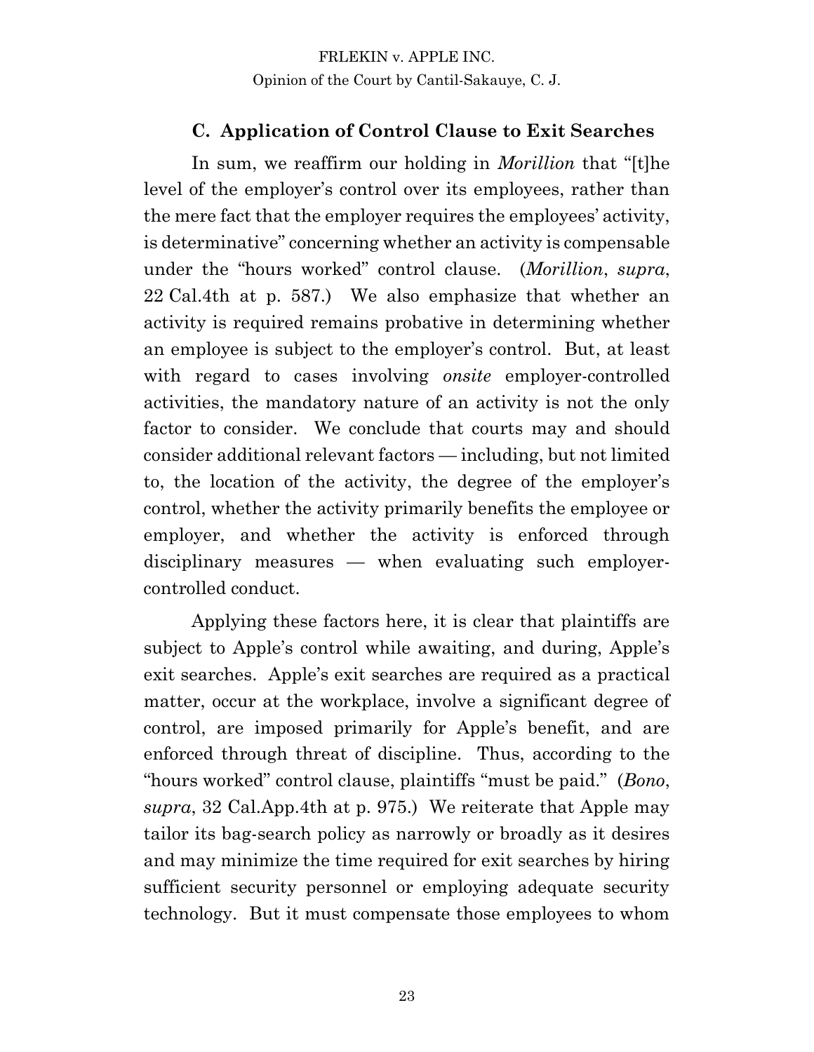### C. Application of Control Clause to Exit Searches

In sum, we reaffirm our holding in *Morillion* that "[t]he level of the employer's control over its employees, rather than the mere fact that the employer requires the employees' activity, is determinative" concerning whether an activity is compensable under the "hours worked" control clause. (*Morillion*, *supra*, 22 Cal.4th at p. 587.) We also emphasize that whether an activity is required remains probative in determining whether an employee is subject to the employer's control. But, at least with regard to cases involving *onsite* employer-controlled activities, the mandatory nature of an activity is not the only factor to consider. We conclude that courts may and should consider additional relevant factors — including, but not limited to, the location of the activity, the degree of the employer's control, whether the activity primarily benefits the employee or employer, and whether the activity is enforced through disciplinary measures — when evaluating such employer-controlled conduct.

Applying these factors here, it is clear that plaintiffs are subject to Apple's control while awaiting, and during, Apple's exit searches. Apple's exit searches are required as a practical matter, occur at the workplace, involve a significant degree of control, are imposed primarily for Apple's benefit, and are enforced through threat of discipline. Thus, according to the "hours worked" control clause, plaintiffs "must be paid." (*Bono*, *supra*, 32 Cal.App.4th at p. 975.) We reiterate that Apple may tailor its bag-search policy as narrowly or broadly as it desires and may minimize the time required for exit searches by hiring sufficient security personnel or employing adequate security technology. But it must compensate those employees to whom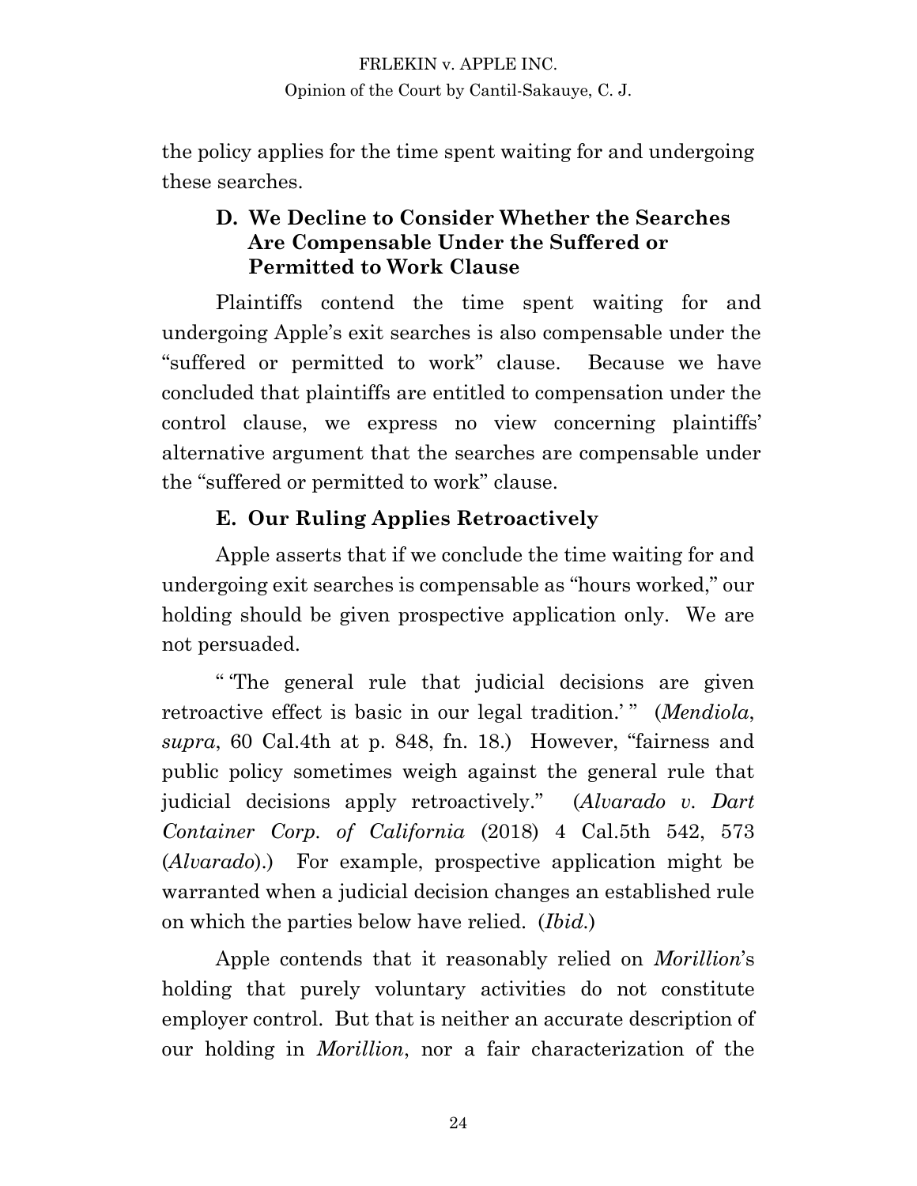the policy applies for the time spent waiting for and undergoing these searches.

### D. We Decline to Consider Whether the Searches Are Compensable Under the Suffered or Permitted to Work Clause

Plaintiffs contend the time spent waiting for and undergoing Apple's exit searches is also compensable under the "suffered or permitted to work" clause. Because we have concluded that plaintiffs are entitled to compensation under the control clause, we express no view concerning plaintiffs' alternative argument that the searches are compensable under the "suffered or permitted to work" clause.

### E. Our Ruling Applies Retroactively

Apple asserts that if we conclude the time waiting for and undergoing exit searches is compensable as "hours worked," our holding should be given prospective application only. We are not persuaded.

" 'The general rule that judicial decisions are given retroactive effect is basic in our legal tradition.' " (*Mendiola*, *supra*, 60 Cal.4th at p. 848, fn. 18.) However, "fairness and public policy sometimes weigh against the general rule that judicial decisions apply retroactively." (*Alvarado v. Dart Container Corp. of California* (2018) 4 Cal.5th 542, 573 (*Alvarado*).) For example, prospective application might be warranted when a judicial decision changes an established rule on which the parties below have relied. (*Ibid.*)

Apple contends that it reasonably relied on *Morillion*'s holding that purely voluntary activities do not constitute employer control. But that is neither an accurate description of our holding in *Morillion*, nor a fair characterization of the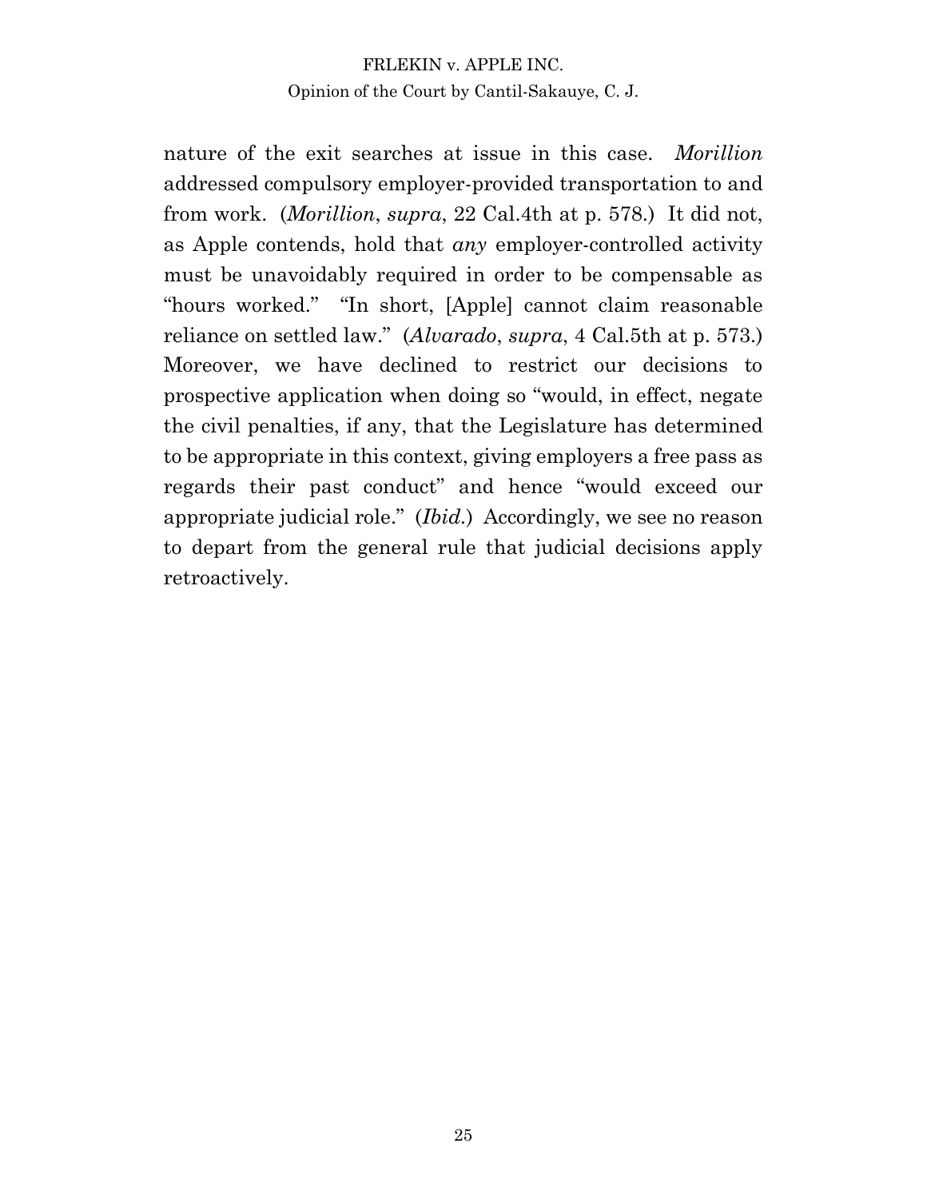nature of the exit searches at issue in this case. *Morillion* addressed compulsory employer-provided transportation to and from work. (*Morillion*, *supra*, 22 Cal.4th at p. 578.) It did not, as Apple contends, hold that *any* employer-controlled activity must be unavoidably required in order to be compensable as "hours worked." "In short, [Apple] cannot claim reasonable reliance on settled law." (*Alvarado*, *supra*, 4 Cal.5th at p. 573.) Moreover, we have declined to restrict our decisions to prospective application when doing so "would, in effect, negate the civil penalties, if any, that the Legislature has determined to be appropriate in this context, giving employers a free pass as regards their past conduct" and hence "would exceed our appropriate judicial role." (*Ibid.*) Accordingly, we see no reason to depart from the general rule that judicial decisions apply retroactively.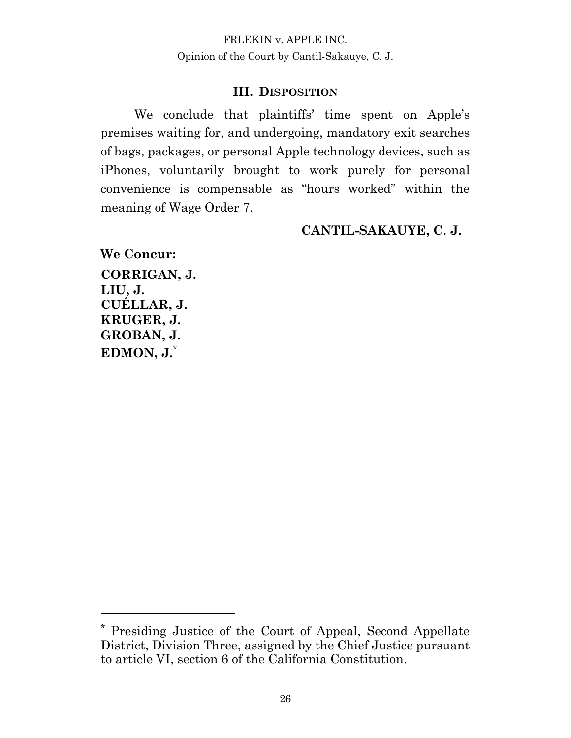## III. DISPOSITION

We conclude that plaintiffs' time spent on Apple's premises waiting for, and undergoing, mandatory exit searches of bags, packages, or personal Apple technology devices, such as iPhones, voluntarily brought to work purely for personal convenience is compensable as "hours worked" within the meaning of Wage Order 7.

**CANTIL-SAKAUYE, C. J.**

**We Concur:**

**CORRIGAN, J.**
**LIU, J.**
**CUÉLLAR, J.**
**KRUGER, J.**
**GROBAN, J.**
**EDMON, J.**[*]

---

[*] Presiding Justice of the Court of Appeal, Second Appellate District, Division Three, assigned by the Chief Justice pursuant to article VI, section 6 of the California Constitution.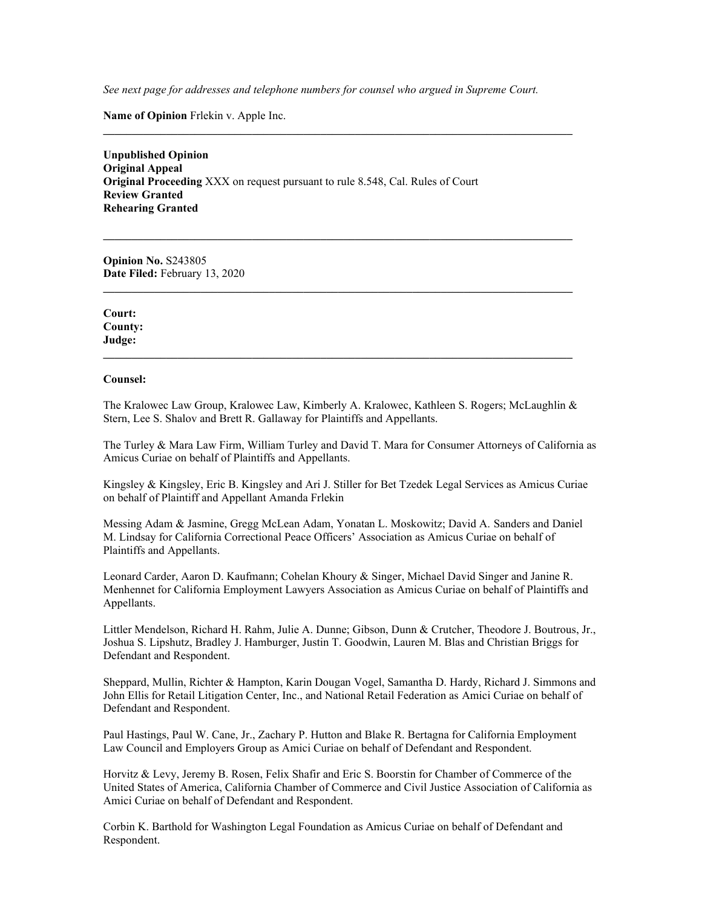*See next page for addresses and telephone numbers for counsel who argued in Supreme Court.*

**Name of Opinion** Frlekin v. Apple Inc.

---

**Unpublished Opinion**
**Original Appeal**
**Original Proceeding** XXX on request pursuant to rule 8.548, Cal. Rules of Court
**Review Granted**
**Rehearing Granted**

---

**Opinion No.** S243805
**Date Filed:** February 13, 2020

---

**Court:**
**County:**
**Judge:**

---

**Counsel:**

The Kralowec Law Group, Kralowec Law, Kimberly A. Kralowec, Kathleen S. Rogers; McLaughlin & Stern, Lee S. Shalov and Brett R. Gallaway for Plaintiffs and Appellants.

The Turley & Mara Law Firm, William Turley and David T. Mara for Consumer Attorneys of California as Amicus Curiae on behalf of Plaintiffs and Appellants.

Kingsley & Kingsley, Eric B. Kingsley and Ari J. Stiller for Bet Tzedek Legal Services as Amicus Curiae on behalf of Plaintiff and Appellant Amanda Frlekin

Messing Adam & Jasmine, Gregg McLean Adam, Yonatan L. Moskowitz; David A. Sanders and Daniel M. Lindsay for California Correctional Peace Officers' Association as Amicus Curiae on behalf of Plaintiffs and Appellants.

Leonard Carder, Aaron D. Kaufmann; Cohelan Khoury & Singer, Michael David Singer and Janine R. Menhennet for California Employment Lawyers Association as Amicus Curiae on behalf of Plaintiffs and Appellants.

Littler Mendelson, Richard H. Rahm, Julie A. Dunne; Gibson, Dunn & Crutcher, Theodore J. Boutrous, Jr., Joshua S. Lipshutz, Bradley J. Hamburger, Justin T. Goodwin, Lauren M. Blas and Christian Briggs for Defendant and Respondent.

Sheppard, Mullin, Richter & Hampton, Karin Dougan Vogel, Samantha D. Hardy, Richard J. Simmons and John Ellis for Retail Litigation Center, Inc., and National Retail Federation as Amici Curiae on behalf of Defendant and Respondent.

Paul Hastings, Paul W. Cane, Jr., Zachary P. Hutton and Blake R. Bertagna for California Employment Law Council and Employers Group as Amici Curiae on behalf of Defendant and Respondent.

Horvitz & Levy, Jeremy B. Rosen, Felix Shafir and Eric S. Boorstin for Chamber of Commerce of the United States of America, California Chamber of Commerce and Civil Justice Association of California as Amici Curiae on behalf of Defendant and Respondent.

Corbin K. Barthold for Washington Legal Foundation as Amicus Curiae on behalf of Defendant and Respondent.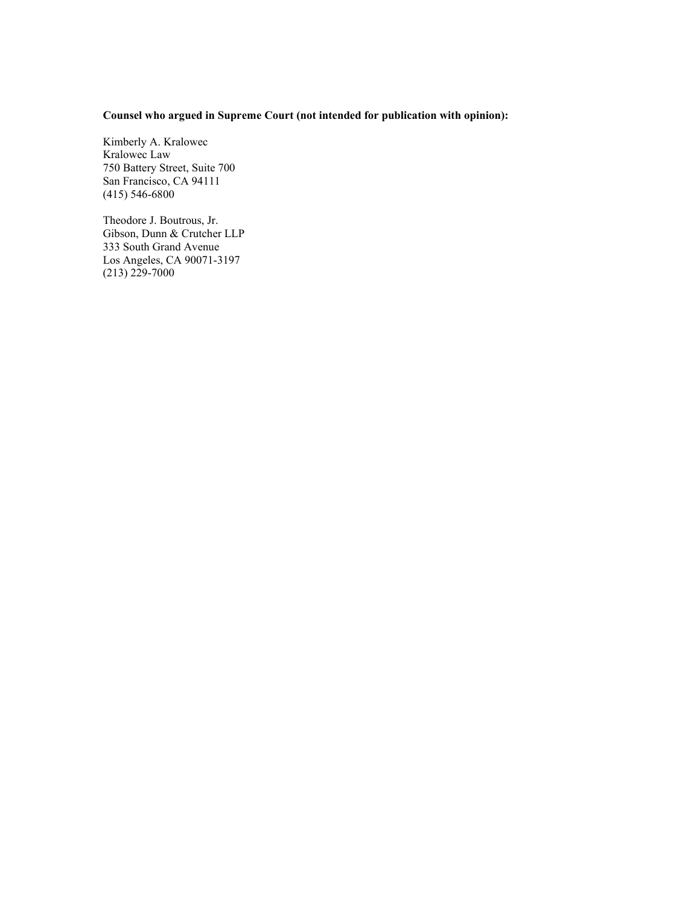**Counsel who argued in Supreme Court (not intended for publication with opinion):**

Kimberly A. Kralowec
Kralowec Law
750 Battery Street, Suite 700
San Francisco, CA 94111
(415) 546-6800

Theodore J. Boutrous, Jr.
Gibson, Dunn & Crutcher LLP
333 South Grand Avenue
Los Angeles, CA 90071-3197
(213) 229-7000